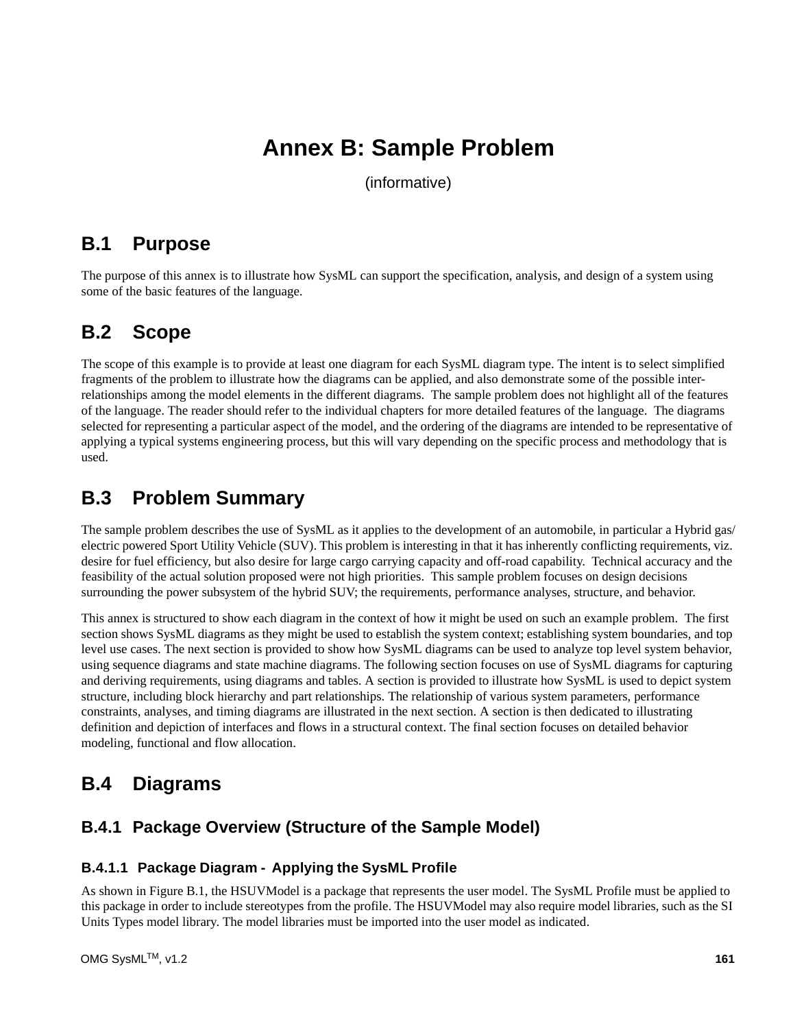# Annex B: Sample Problem

(informative)

## B.1 Purpose

The purpose of this annex is to illustrate how SysML can support the specification, analysis, and design of a system using some of the basic features of the language.

## B.2 Scope

The scope of this example is to provide at least one diagram for each SysML diagram type. The intent is to select simplified fragments of the problem to illustrate how the diagrams can be applied, and also demonstrate some of the possible inter-relationships among the model elements in the different diagrams. The sample problem does not highlight all of the features of the language. The reader should refer to the individual chapters for more detailed features of the language. The diagrams selected for representing a particular aspect of the model, and the ordering of the diagrams are intended to be representative of applying a typical systems engineering process, but this will vary depending on the specific process and methodology that is used.

## B.3 Problem Summary

The sample problem describes the use of SysML as it applies to the development of an automobile, in particular a Hybrid gas/electric powered Sport Utility Vehicle (SUV). This problem is interesting in that it has inherently conflicting requirements, viz. desire for fuel efficiency, but also desire for large cargo carrying capacity and off-road capability. Technical accuracy and the feasibility of the actual solution proposed were not high priorities. This sample problem focuses on design decisions surrounding the power subsystem of the hybrid SUV; the requirements, performance analyses, structure, and behavior.

This annex is structured to show each diagram in the context of how it might be used on such an example problem. The first section shows SysML diagrams as they might be used to establish the system context; establishing system boundaries, and top level use cases. The next section is provided to show how SysML diagrams can be used to analyze top level system behavior, using sequence diagrams and state machine diagrams. The following section focuses on use of SysML diagrams for capturing and deriving requirements, using diagrams and tables. A section is provided to illustrate how SysML is used to depict system structure, including block hierarchy and part relationships. The relationship of various system parameters, performance constraints, analyses, and timing diagrams are illustrated in the next section. A section is then dedicated to illustrating definition and depiction of interfaces and flows in a structural context. The final section focuses on detailed behavior modeling, functional and flow allocation.

## B.4 Diagrams

### B.4.1 Package Overview (Structure of the Sample Model)

#### B.4.1.1 Package Diagram - Applying the SysML Profile

As shown in Figure B.1, the HSUVModel is a package that represents the user model. The SysML Profile must be applied to this package in order to include stereotypes from the profile. The HSUVModel may also require model libraries, such as the SI Units Types model library. The model libraries must be imported into the user model as indicated.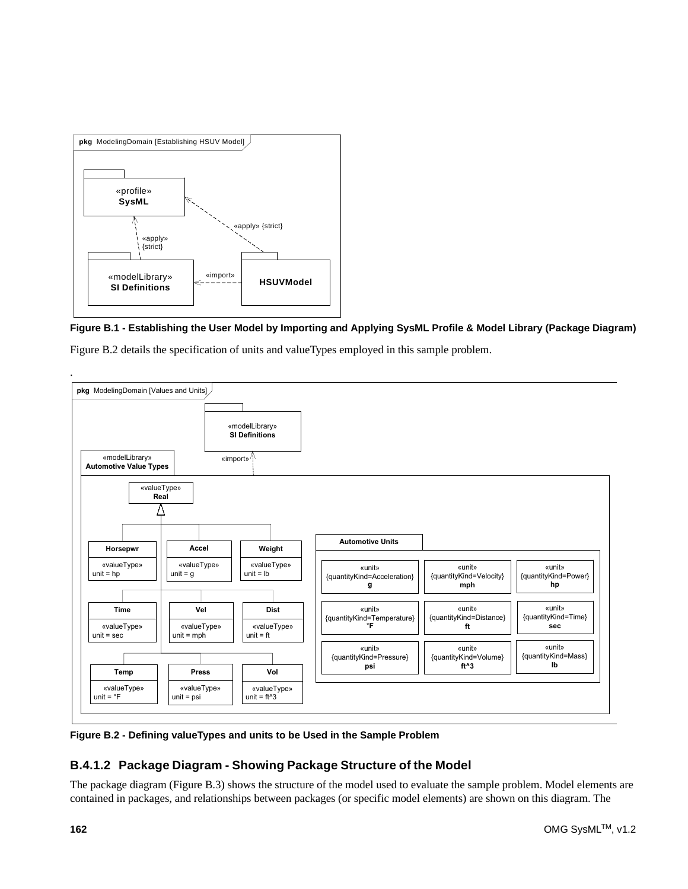**Figure B.1 - Establishing the User Model by Importing and Applying SysML Profile & Model Library (Package Diagram)**

Figure B.2 details the specification of units and valueTypes employed in this sample problem.

.

**Figure B.2 - Defining valueTypes and units to be Used in the Sample Problem**

### B.4.1.2 Package Diagram - Showing Package Structure of the Model

The package diagram (Figure B.3) shows the structure of the model used to evaluate the sample problem. Model elements are contained in packages, and relationships between packages (or specific model elements) are shown on this diagram. The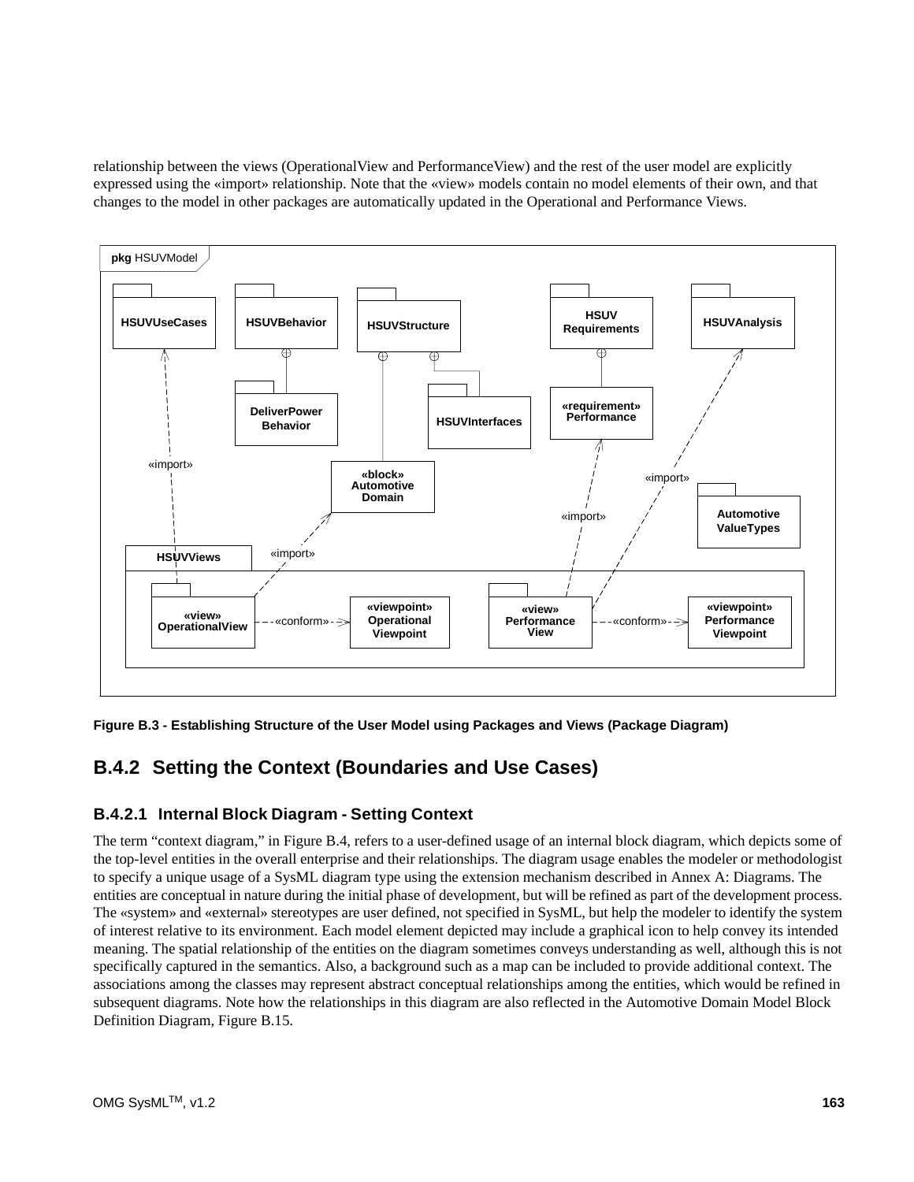relationship between the views (OperationalView and PerformanceView) and the rest of the user model are explicitly expressed using the «import» relationship. Note that the «view» models contain no model elements of their own, and that changes to the model in other packages are automatically updated in the Operational and Performance Views.

**Figure B.3 - Establishing Structure of the User Model using Packages and Views (Package Diagram)**

## B.4.2 Setting the Context (Boundaries and Use Cases)

### B.4.2.1 Internal Block Diagram - Setting Context

The term "context diagram," in Figure B.4, refers to a user-defined usage of an internal block diagram, which depicts some of the top-level entities in the overall enterprise and their relationships. The diagram usage enables the modeler or methodologist to specify a unique usage of a SysML diagram type using the extension mechanism described in Annex A: Diagrams. The entities are conceptual in nature during the initial phase of development, but will be refined as part of the development process. The «system» and «external» stereotypes are user defined, not specified in SysML, but help the modeler to identify the system of interest relative to its environment. Each model element depicted may include a graphical icon to help convey its intended meaning. The spatial relationship of the entities on the diagram sometimes conveys understanding as well, although this is not specifically captured in the semantics. Also, a background such as a map can be included to provide additional context. The associations among the classes may represent abstract conceptual relationships among the entities, which would be refined in subsequent diagrams. Note how the relationships in this diagram are also reflected in the Automotive Domain Model Block Definition Diagram, Figure B.15.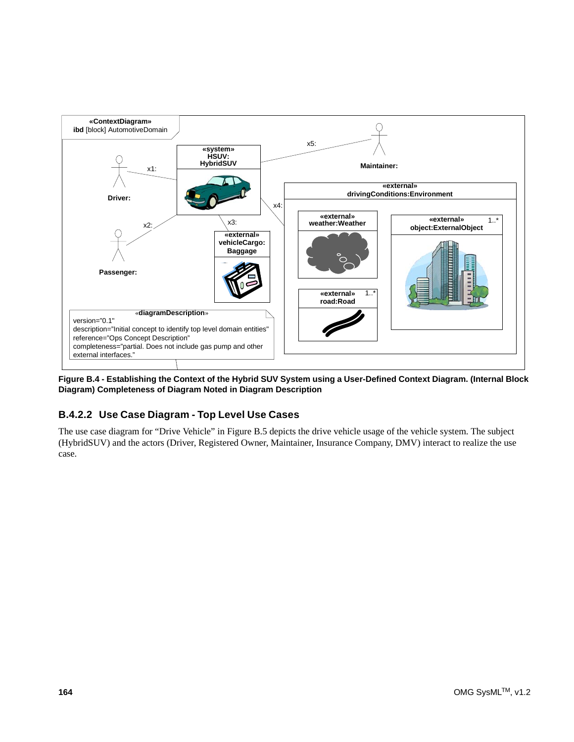«ContextDiagram»
**ibd** [block] AutomotiveDomain

«system» HSUV: HybridSUV

Driver: (x1:)

Passenger: (x2:)

«external» vehicleCargo: Baggage (x3:)

«external» drivingConditions:Environment (x4:)

Maintainer: (x5:)

«external» weather:Weather

«external» object:ExternalObject 1..*

«external» road:Road 1..*

«diagramDescription»
version="0.1"
description="Initial concept to identify top level domain entities"
reference="Ops Concept Description"
completeness="partial. Does not include gas pump and other external interfaces."

**Figure B.4 - Establishing the Context of the Hybrid SUV System using a User-Defined Context Diagram. (Internal Block Diagram) Completeness of Diagram Noted in Diagram Description**

### B.4.2.2 Use Case Diagram - Top Level Use Cases

The use case diagram for "Drive Vehicle" in Figure B.5 depicts the drive vehicle usage of the vehicle system. The subject (HybridSUV) and the actors (Driver, Registered Owner, Maintainer, Insurance Company, DMV) interact to realize the use case.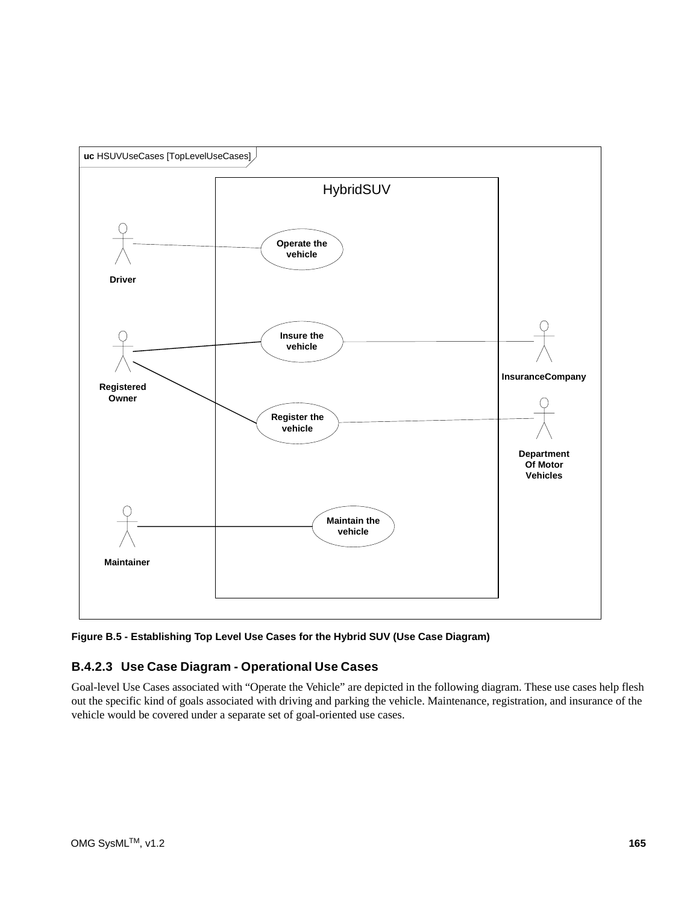Figure B.5 - Establishing Top Level Use Cases for the Hybrid SUV (Use Case Diagram)

### B.4.2.3 Use Case Diagram - Operational Use Cases

Goal-level Use Cases associated with “Operate the Vehicle” are depicted in the following diagram. These use cases help flesh out the specific kind of goals associated with driving and parking the vehicle. Maintenance, registration, and insurance of the vehicle would be covered under a separate set of goal-oriented use cases.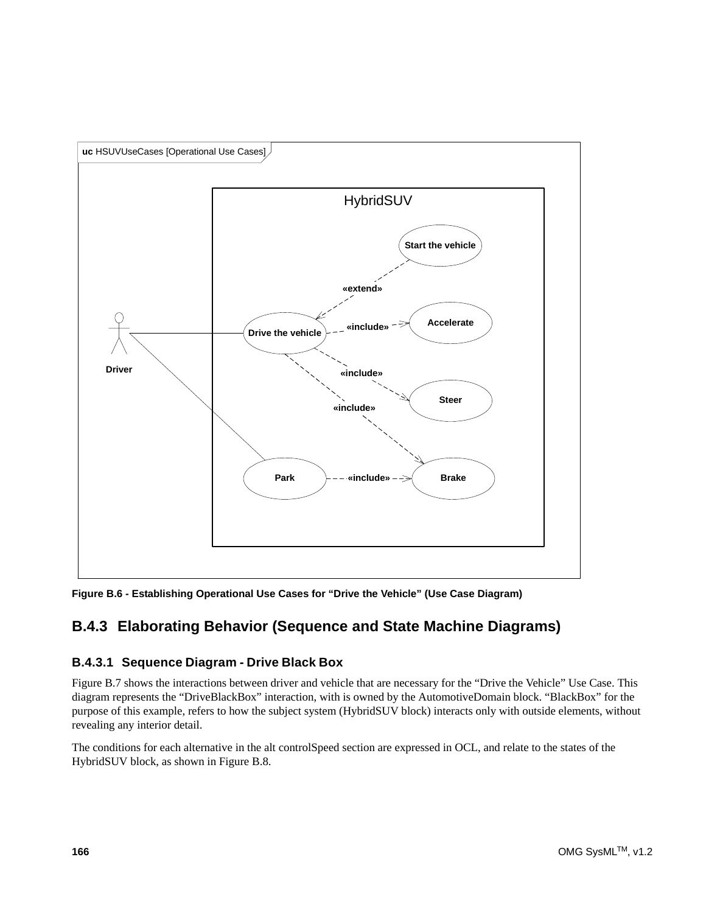Figure B.6 - Establishing Operational Use Cases for “Drive the Vehicle” (Use Case Diagram)

## B.4.3 Elaborating Behavior (Sequence and State Machine Diagrams)

### B.4.3.1 Sequence Diagram - Drive Black Box

Figure B.7 shows the interactions between driver and vehicle that are necessary for the “Drive the Vehicle” Use Case. This diagram represents the “DriveBlackBox” interaction, with is owned by the AutomotiveDomain block. “BlackBox” for the purpose of this example, refers to how the subject system (HybridSUV block) interacts only with outside elements, without revealing any interior detail.

The conditions for each alternative in the alt controlSpeed section are expressed in OCL, and relate to the states of the HybridSUV block, as shown in Figure B.8.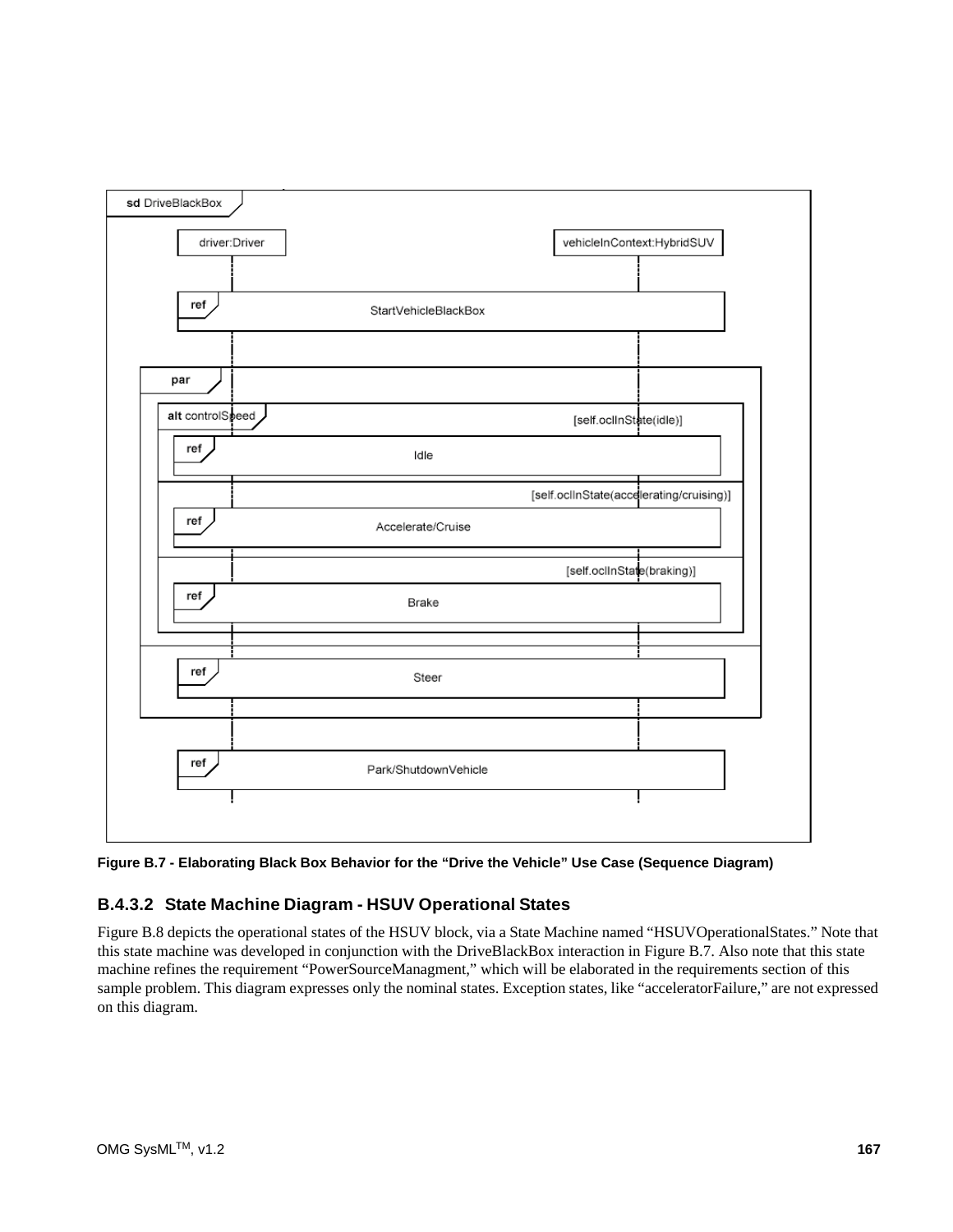Figure B.7 - Elaborating Black Box Behavior for the “Drive the Vehicle” Use Case (Sequence Diagram)

### B.4.3.2 State Machine Diagram - HSUV Operational States

Figure B.8 depicts the operational states of the HSUV block, via a State Machine named “HSUVOperationalStates.” Note that this state machine was developed in conjunction with the DriveBlackBox interaction in Figure B.7. Also note that this state machine refines the requirement “PowerSourceManagment,” which will be elaborated in the requirements section of this sample problem. This diagram expresses only the nominal states. Exception states, like “acceleratorFailure,” are not expressed on this diagram.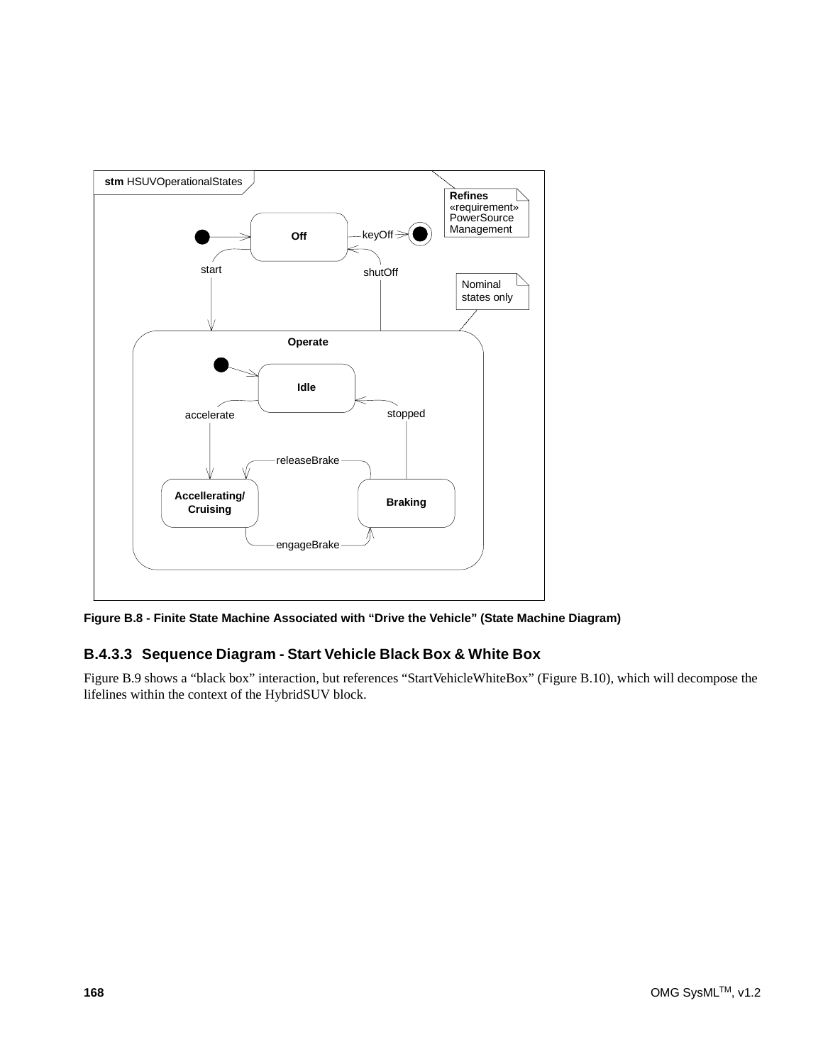**Figure B.8 - Finite State Machine Associated with “Drive the Vehicle” (State Machine Diagram)**

### B.4.3.3 Sequence Diagram - Start Vehicle Black Box & White Box

Figure B.9 shows a “black box” interaction, but references “StartVehicleWhiteBox” (Figure B.10), which will decompose the lifelines within the context of the HybridSUV block.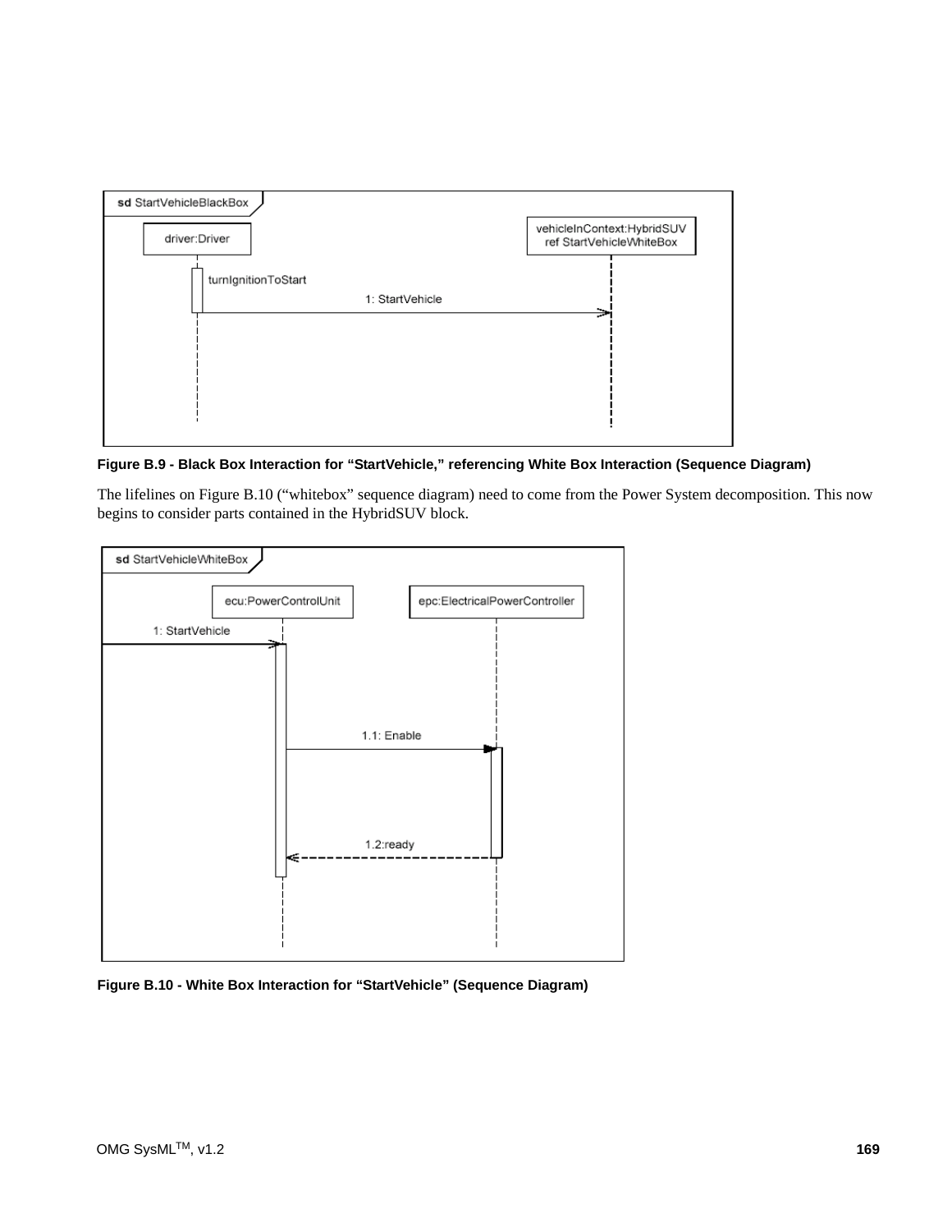**Figure B.9 - Black Box Interaction for “StartVehicle,” referencing White Box Interaction (Sequence Diagram)**

The lifelines on Figure B.10 (“whitebox” sequence diagram) need to come from the Power System decomposition. This now begins to consider parts contained in the HybridSUV block.

**Figure B.10 - White Box Interaction for “StartVehicle” (Sequence Diagram)**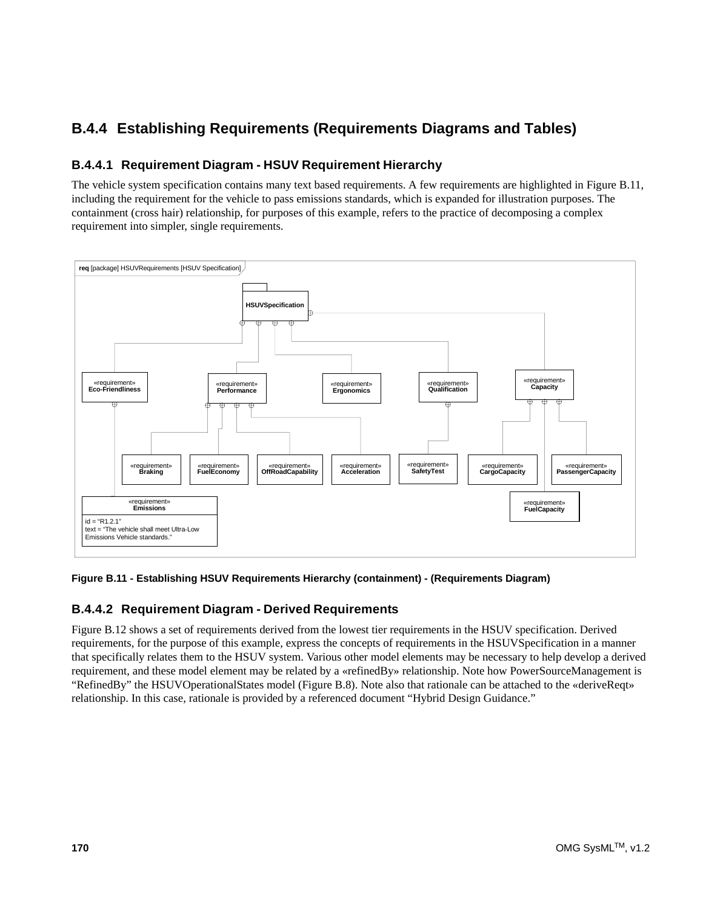## B.4.4 Establishing Requirements (Requirements Diagrams and Tables)

### B.4.4.1 Requirement Diagram - HSUV Requirement Hierarchy

The vehicle system specification contains many text based requirements. A few requirements are highlighted in Figure B.11, including the requirement for the vehicle to pass emissions standards, which is expanded for illustration purposes. The containment (cross hair) relationship, for purposes of this example, refers to the practice of decomposing a complex requirement into simpler, single requirements.

req [package] HSUVRequirements [HSUV Specification]

HSUVSpecification

«requirement» Eco-Friendliness

«requirement» Performance

«requirement» Ergonomics

«requirement» Qualification

«requirement» Capacity

«requirement» Braking

«requirement» FuelEconomy

«requirement» OffRoadCapability

«requirement» Acceleration

«requirement» SafetyTest

«requirement» CargoCapacity

«requirement» PassengerCapacity

«requirement» FuelCapacity

«requirement» Emissions
id = "R1.2.1"
text = "The vehicle shall meet Ultra-Low Emissions Vehicle standards."

**Figure B.11 - Establishing HSUV Requirements Hierarchy (containment) - (Requirements Diagram)**

### B.4.4.2 Requirement Diagram - Derived Requirements

Figure B.12 shows a set of requirements derived from the lowest tier requirements in the HSUV specification. Derived requirements, for the purpose of this example, express the concepts of requirements in the HSUVSpecification in a manner that specifically relates them to the HSUV system. Various other model elements may be necessary to help develop a derived requirement, and these model element may be related by a «refinedBy» relationship. Note how PowerSourceManagement is "RefinedBy" the HSUVOperationalStates model (Figure B.8). Note also that rationale can be attached to the «deriveReqt» relationship. In this case, rationale is provided by a referenced document "Hybrid Design Guidance."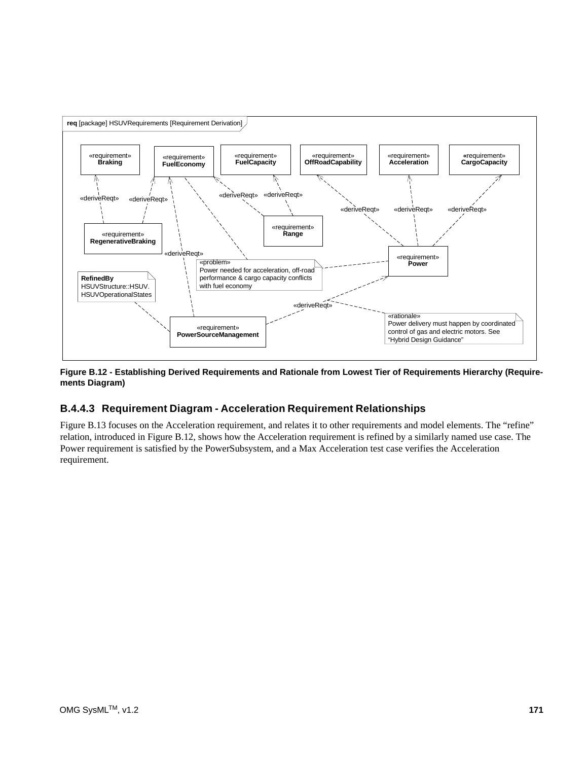**Figure B.12 - Establishing Derived Requirements and Rationale from Lowest Tier of Requirements Hierarchy (Requirements Diagram)**

### B.4.4.3 Requirement Diagram - Acceleration Requirement Relationships

Figure B.13 focuses on the Acceleration requirement, and relates it to other requirements and model elements. The “refine” relation, introduced in Figure B.12, shows how the Acceleration requirement is refined by a similarly named use case. The Power requirement is satisfied by the PowerSubsystem, and a Max Acceleration test case verifies the Acceleration requirement.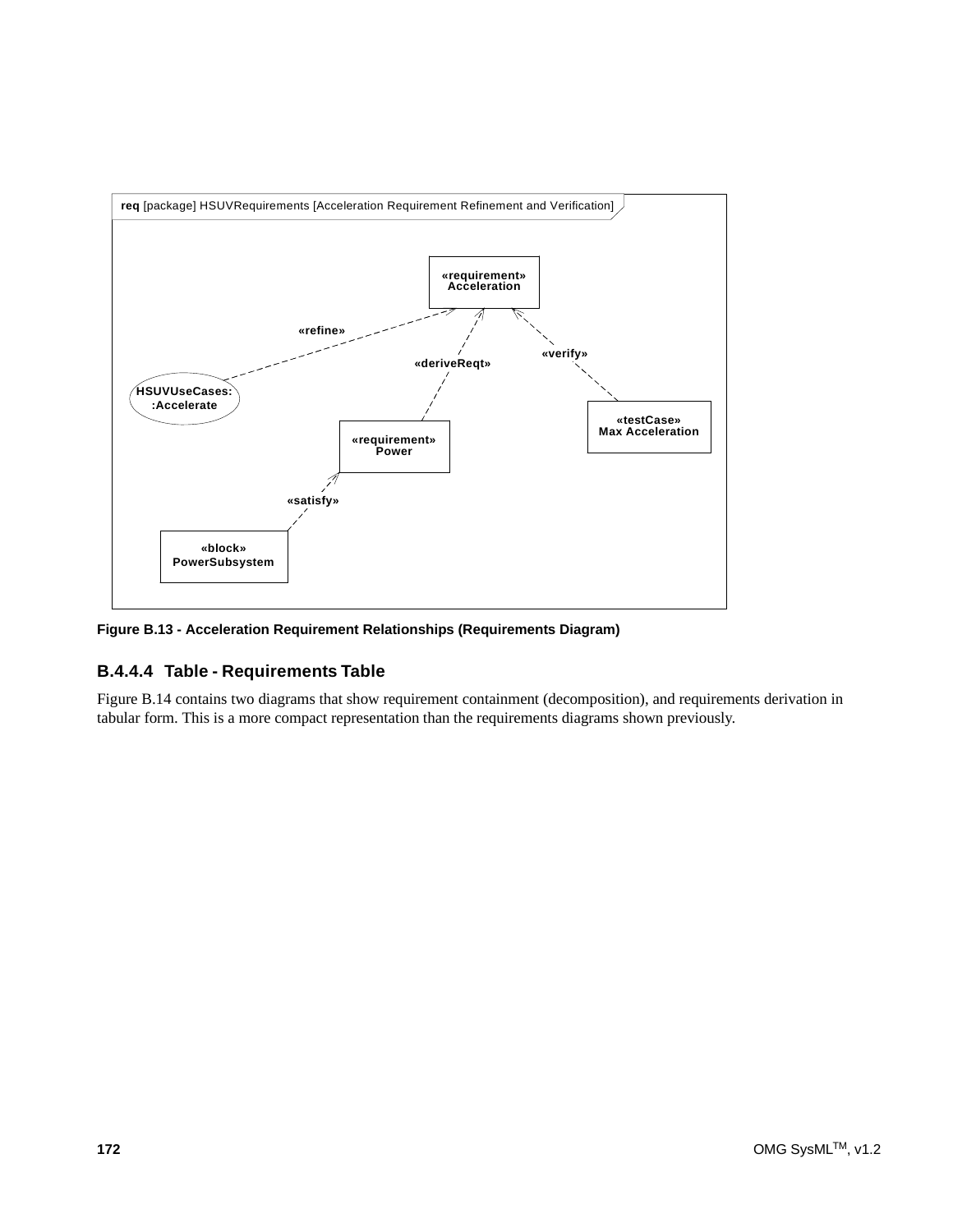**Figure B.13 - Acceleration Requirement Relationships (Requirements Diagram)**

### B.4.4.4 Table - Requirements Table

Figure B.14 contains two diagrams that show requirement containment (decomposition), and requirements derivation in tabular form. This is a more compact representation than the requirements diagrams shown previously.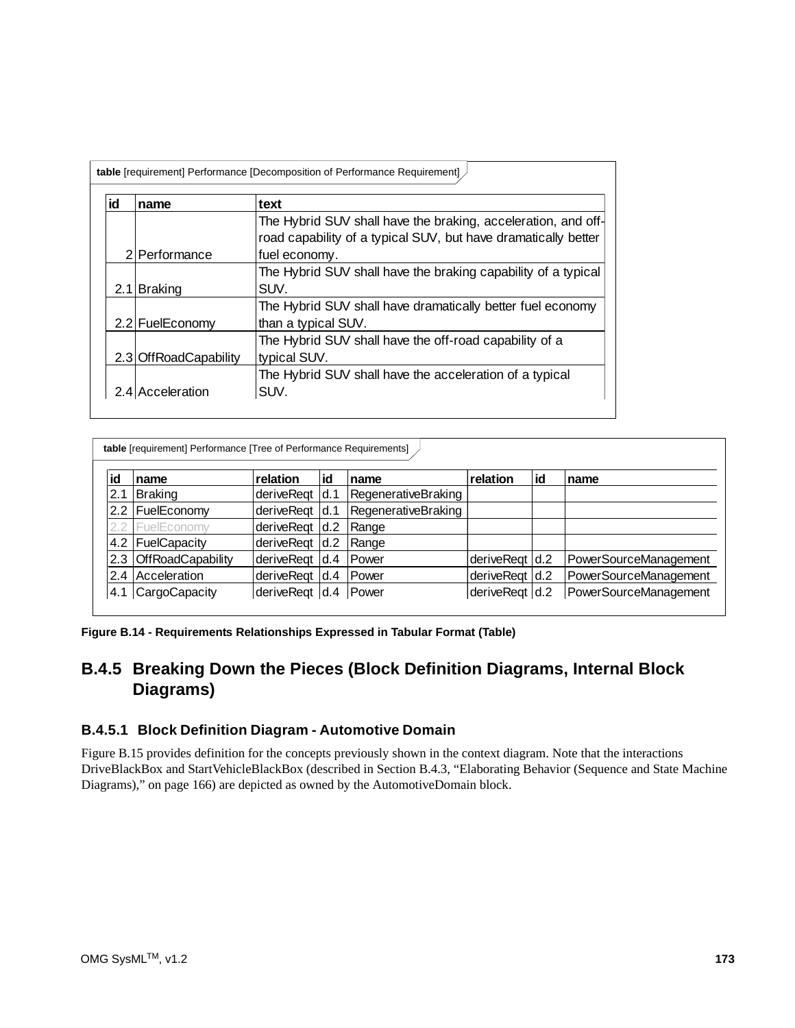**table** [requirement] Performance [Decomposition of Performance Requirement]

| id | name | text |
|---|---|---|
| 2 | Performance | The Hybrid SUV shall have the braking, acceleration, and off-road capability of a typical SUV, but have dramatically better fuel economy. |
| 2.1 | Braking | The Hybrid SUV shall have the braking capability of a typical SUV. |
| 2.2 | FuelEconomy | The Hybrid SUV shall have dramatically better fuel economy than a typical SUV. |
| 2.3 | OffRoadCapability | The Hybrid SUV shall have the off-road capability of a typical SUV. |
| 2.4 | Acceleration | The Hybrid SUV shall have the acceleration of a typical SUV. |

**table** [requirement] Performance [Tree of Performance Requirements]

| id | name | relation | id | name | relation | id | name |
|---|---|---|---|---|---|---|---|
| 2.1 | Braking | deriveReqt | d.1 | RegenerativeBraking | | | |
| 2.2 | FuelEconomy | deriveReqt | d.1 | RegenerativeBraking | | | |
| 2.2 | FuelEconomy | deriveReqt | d.2 | Range | | | |
| 4.2 | FuelCapacity | deriveReqt | d.2 | Range | | | |
| 2.3 | OffRoadCapability | deriveReqt | d.4 | Power | deriveReqt | d.2 | PowerSourceManagement |
| 2.4 | Acceleration | deriveReqt | d.4 | Power | deriveReqt | d.2 | PowerSourceManagement |
| 4.1 | CargoCapacity | deriveReqt | d.4 | Power | deriveReqt | d.2 | PowerSourceManagement |

**Figure B.14 - Requirements Relationships Expressed in Tabular Format (Table)**

## B.4.5 Breaking Down the Pieces (Block Definition Diagrams, Internal Block Diagrams)

### B.4.5.1 Block Definition Diagram - Automotive Domain

Figure B.15 provides definition for the concepts previously shown in the context diagram. Note that the interactions DriveBlackBox and StartVehicleBlackBox (described in Section B.4.3, "Elaborating Behavior (Sequence and State Machine Diagrams)," on page 166) are depicted as owned by the AutomotiveDomain block.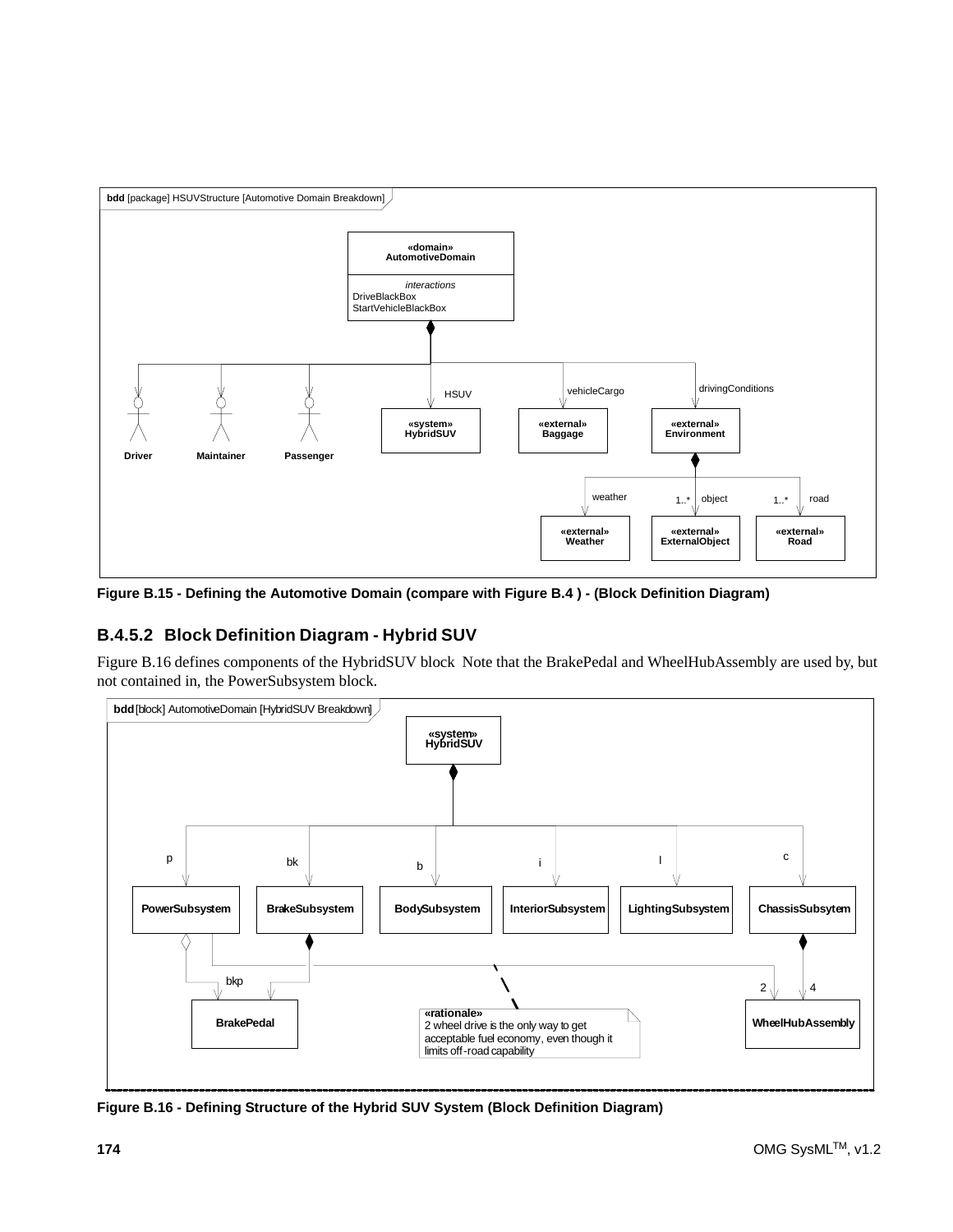Figure B.15 - Defining the Automotive Domain (compare with Figure B.4 ) - (Block Definition Diagram)

### B.4.5.2 Block Definition Diagram - Hybrid SUV

Figure B.16 defines components of the HybridSUV block Note that the BrakePedal and WheelHubAssembly are used by, but not contained in, the PowerSubsystem block.

Figure B.16 - Defining Structure of the Hybrid SUV System (Block Definition Diagram)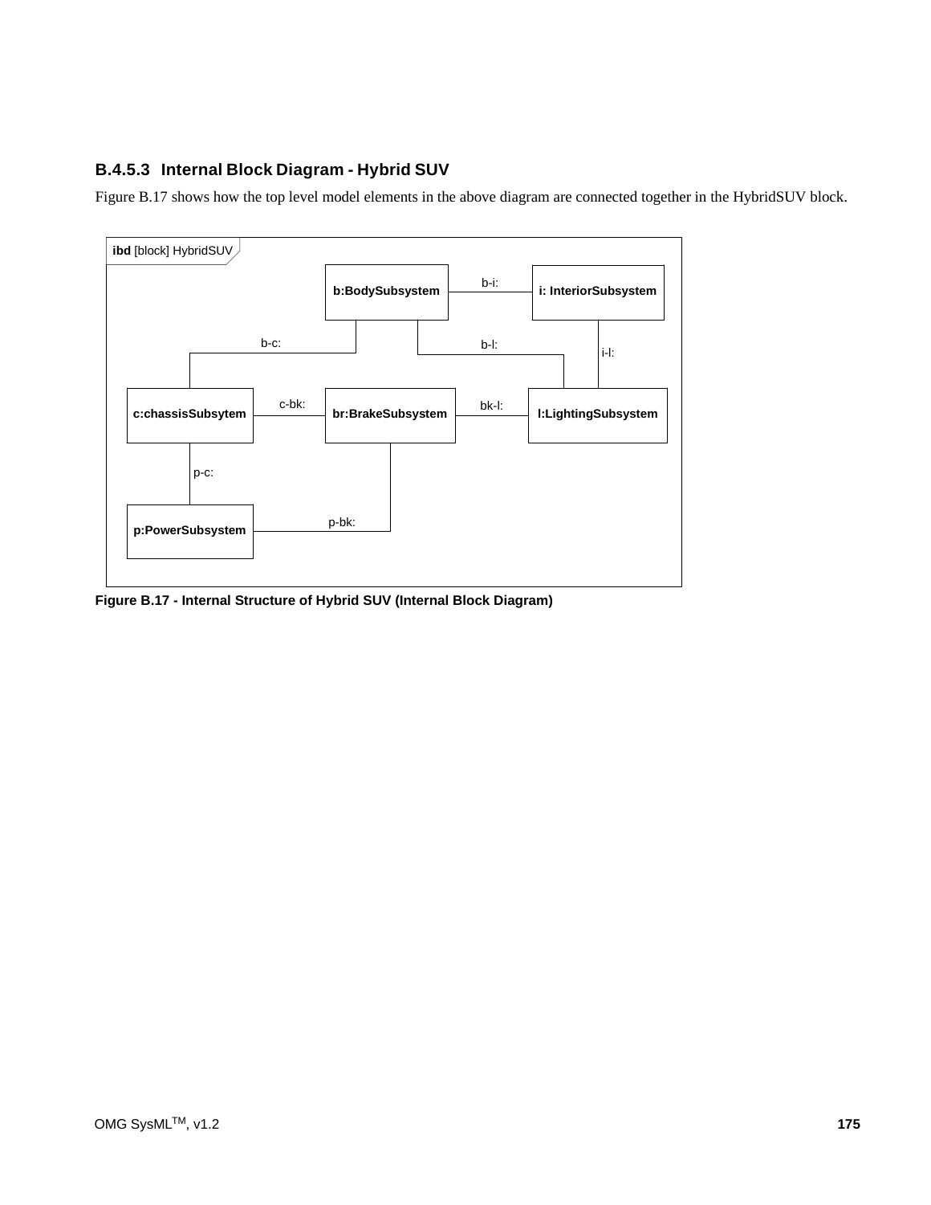### B.4.5.3 Internal Block Diagram - Hybrid SUV

Figure B.17 shows how the top level model elements in the above diagram are connected together in the HybridSUV block.

**Figure B.17 - Internal Structure of Hybrid SUV (Internal Block Diagram)**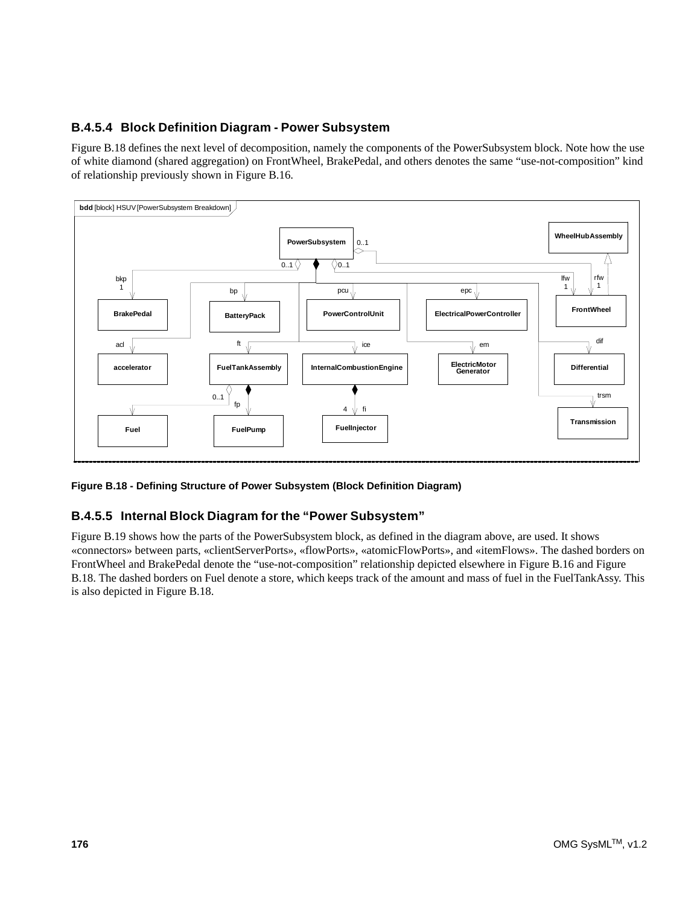### B.4.5.4 Block Definition Diagram - Power Subsystem

Figure B.18 defines the next level of decomposition, namely the components of the PowerSubsystem block. Note how the use of white diamond (shared aggregation) on FrontWheel, BrakePedal, and others denotes the same "use-not-composition" kind of relationship previously shown in Figure B.16.

**Figure B.18 - Defining Structure of Power Subsystem (Block Definition Diagram)**

### B.4.5.5 Internal Block Diagram for the "Power Subsystem"

Figure B.19 shows how the parts of the PowerSubsystem block, as defined in the diagram above, are used. It shows «connectors» between parts, «clientServerPorts», «flowPorts», «atomicFlowPorts», and «itemFlows». The dashed borders on FrontWheel and BrakePedal denote the "use-not-composition" relationship depicted elsewhere in Figure B.16 and Figure B.18. The dashed borders on Fuel denote a store, which keeps track of the amount and mass of fuel in the FuelTankAssy. This is also depicted in Figure B.18.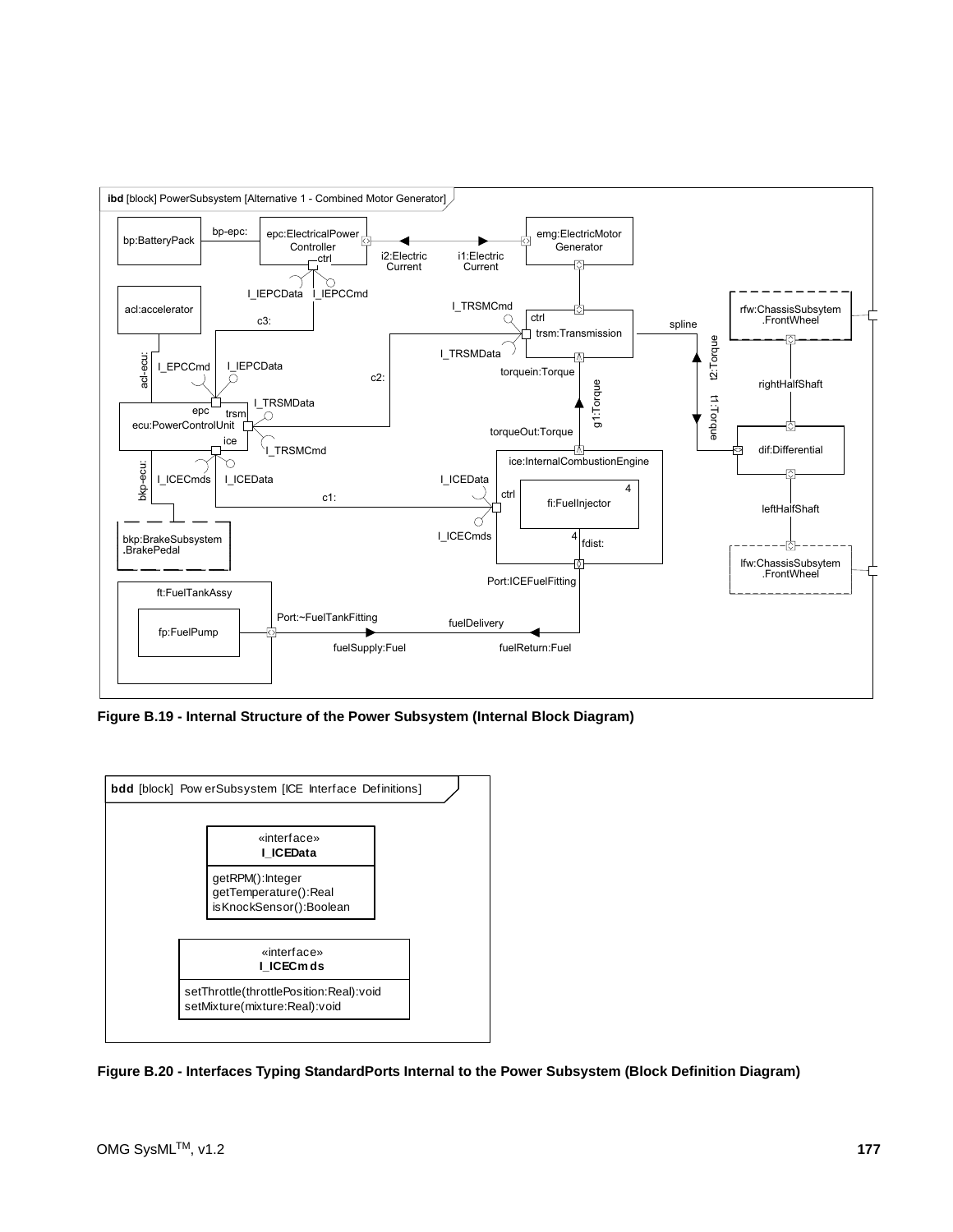Figure B.19 - Internal Structure of the Power Subsystem (Internal Block Diagram)

Figure B.20 - Interfaces Typing StandardPorts Internal to the Power Subsystem (Block Definition Diagram)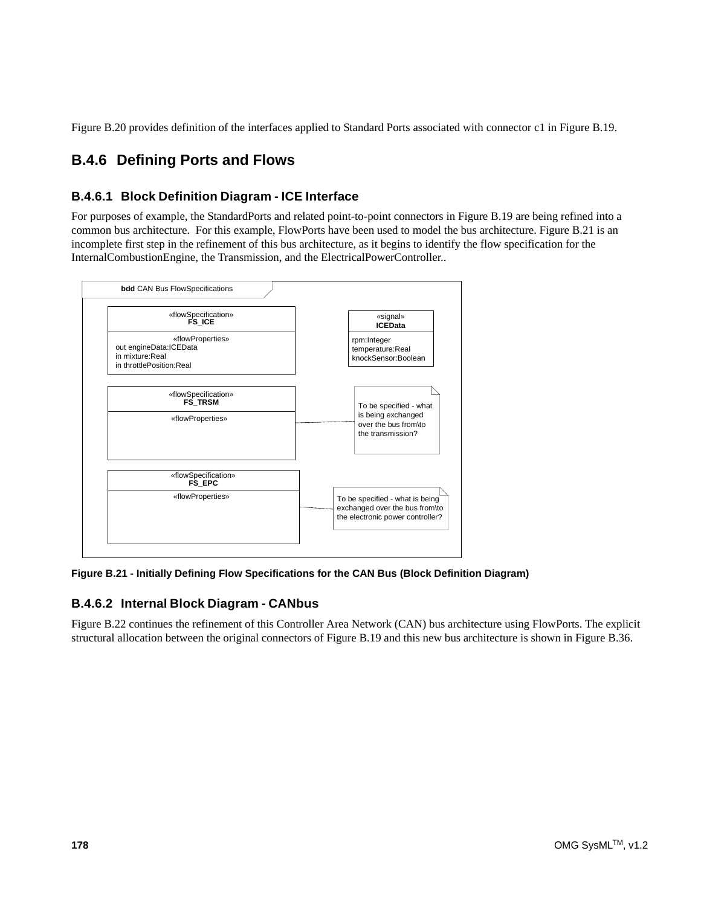Figure B.20 provides definition of the interfaces applied to Standard Ports associated with connector c1 in Figure B.19.

## B.4.6 Defining Ports and Flows

### B.4.6.1 Block Definition Diagram - ICE Interface

For purposes of example, the StandardPorts and related point-to-point connectors in Figure B.19 are being refined into a common bus architecture. For this example, FlowPorts have been used to model the bus architecture. Figure B.21 is an incomplete first step in the refinement of this bus architecture, as it begins to identify the flow specification for the InternalCombustionEngine, the Transmission, and the ElectricalPowerController..

**bdd** CAN Bus FlowSpecifications

«flowSpecification»
**FS_ICE**

«flowProperties»
out engineData:ICEData
in mixture:Real
in throttlePosition:Real

«signal»
**ICEData**

rpm:Integer
temperature:Real
knockSensor:Boolean

«flowSpecification»
**FS_TRSM**

«flowProperties»

To be specified - what is being exchanged over the bus from\to the transmission?

«flowSpecification»
**FS_EPC**

«flowProperties»

To be specified - what is being exchanged over the bus from\to the electronic power controller?

**Figure B.21 - Initially Defining Flow Specifications for the CAN Bus (Block Definition Diagram)**

### B.4.6.2 Internal Block Diagram - CANbus

Figure B.22 continues the refinement of this Controller Area Network (CAN) bus architecture using FlowPorts. The explicit structural allocation between the original connectors of Figure B.19 and this new bus architecture is shown in Figure B.36.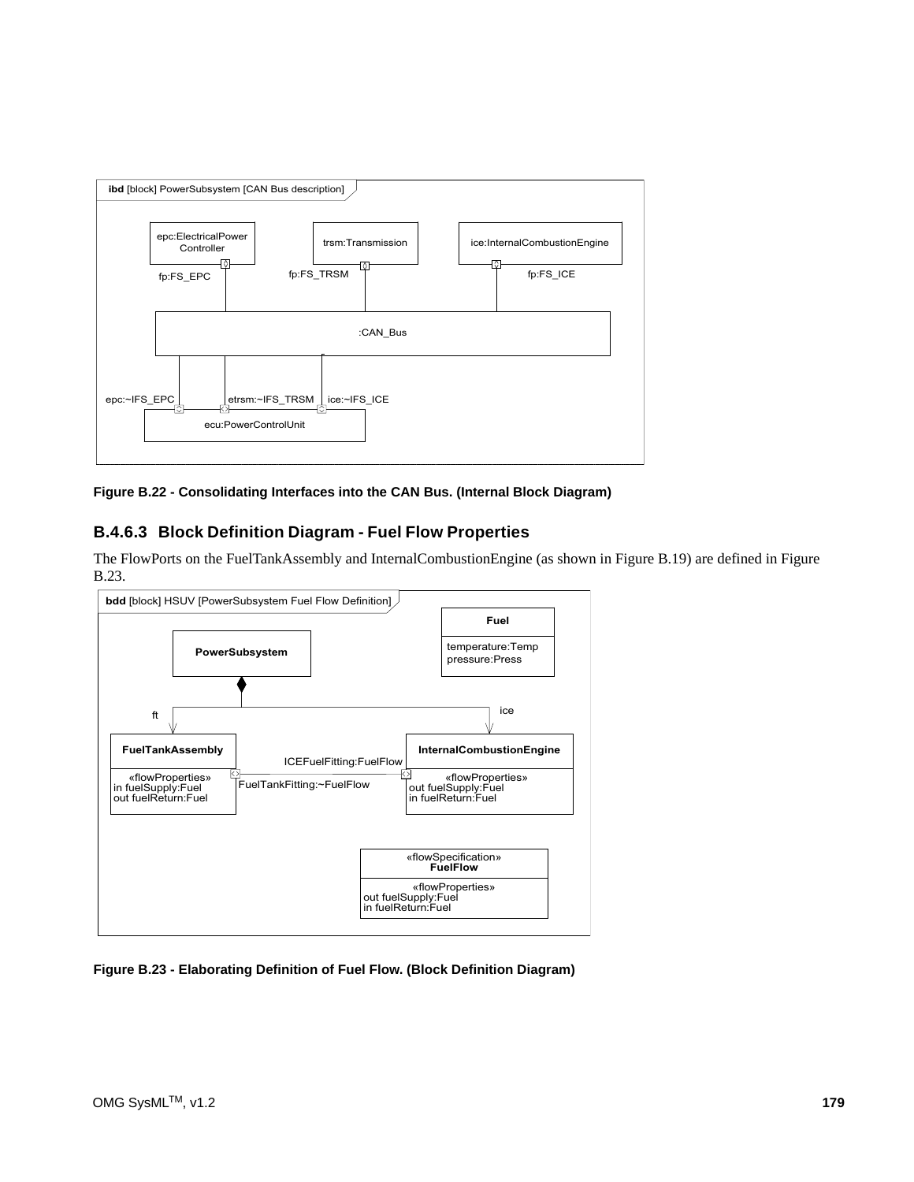Figure B.22 - Consolidating Interfaces into the CAN Bus. (Internal Block Diagram)

### B.4.6.3 Block Definition Diagram - Fuel Flow Properties

The FlowPorts on the FuelTankAssembly and InternalCombustionEngine (as shown in Figure B.19) are defined in Figure B.23.

Figure B.23 - Elaborating Definition of Fuel Flow. (Block Definition Diagram)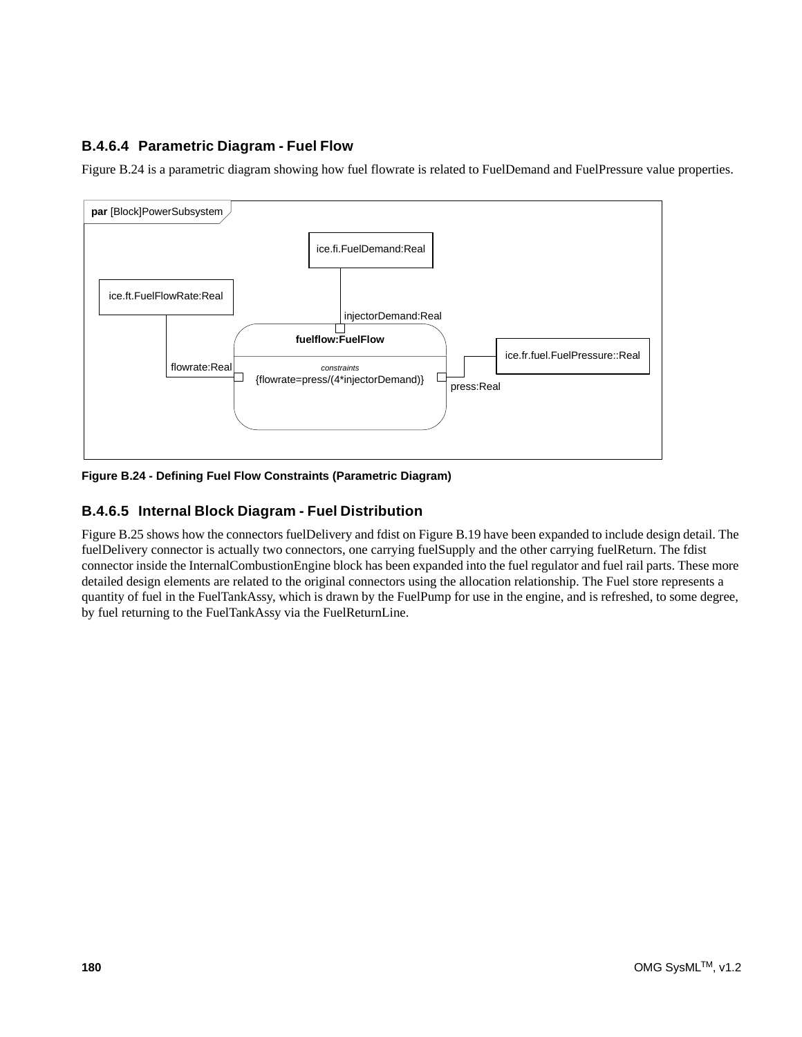### B.4.6.4 Parametric Diagram - Fuel Flow

Figure B.24 is a parametric diagram showing how fuel flowrate is related to FuelDemand and FuelPressure value properties.

**par** [Block]PowerSubsystem

ice.fi.FuelDemand:Real

ice.ft.FuelFlowRate:Real

injectorDemand:Real

**fuelflow:FuelFlow**

ice.fr.fuel.FuelPressure::Real

flowrate:Real

*constraints*

{flowrate=press/(4*injectorDemand)}

press:Real

**Figure B.24 - Defining Fuel Flow Constraints (Parametric Diagram)**

### B.4.6.5 Internal Block Diagram - Fuel Distribution

Figure B.25 shows how the connectors fuelDelivery and fdist on Figure B.19 have been expanded to include design detail. The fuelDelivery connector is actually two connectors, one carrying fuelSupply and the other carrying fuelReturn. The fdist connector inside the InternalCombustionEngine block has been expanded into the fuel regulator and fuel rail parts. These more detailed design elements are related to the original connectors using the allocation relationship. The Fuel store represents a quantity of fuel in the FuelTankAssy, which is drawn by the FuelPump for use in the engine, and is refreshed, to some degree, by fuel returning to the FuelTankAssy via the FuelReturnLine.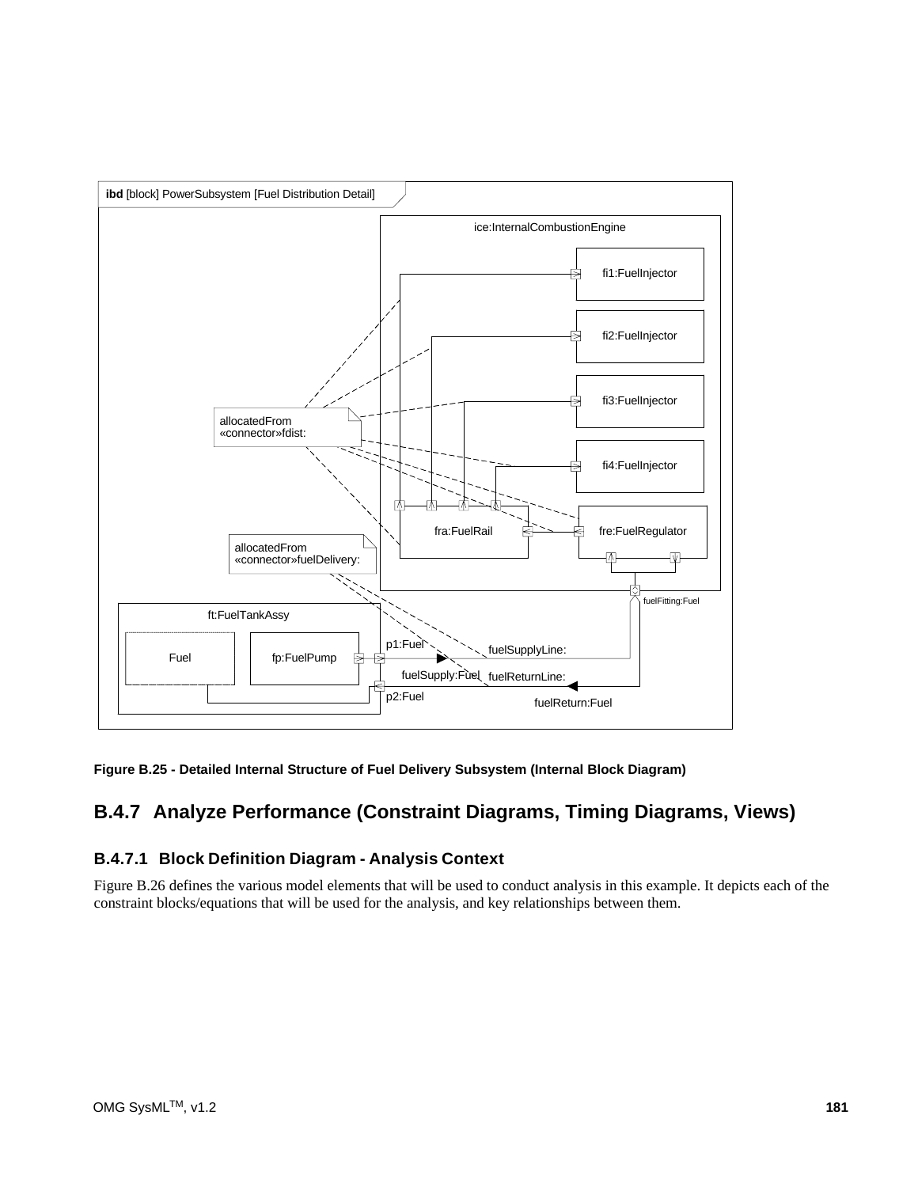**Figure B.25 - Detailed Internal Structure of Fuel Delivery Subsystem (Internal Block Diagram)**

## B.4.7 Analyze Performance (Constraint Diagrams, Timing Diagrams, Views)

### B.4.7.1 Block Definition Diagram - Analysis Context

Figure B.26 defines the various model elements that will be used to conduct analysis in this example. It depicts each of the constraint blocks/equations that will be used for the analysis, and key relationships between them.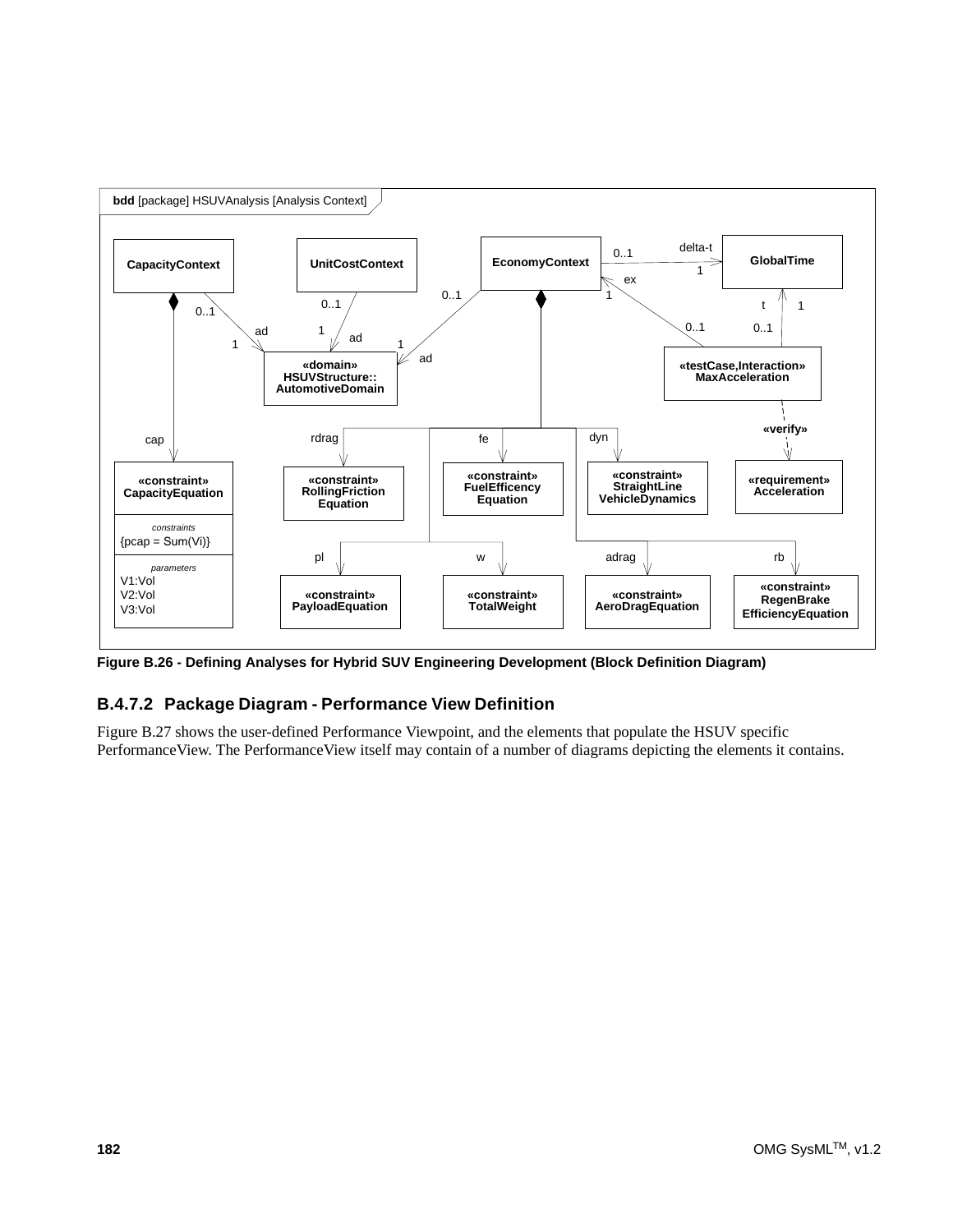**Figure B.26 - Defining Analyses for Hybrid SUV Engineering Development (Block Definition Diagram)**

## B.4.7.2 Package Diagram - Performance View Definition

Figure B.27 shows the user-defined Performance Viewpoint, and the elements that populate the HSUV specific PerformanceView. The PerformanceView itself may contain of a number of diagrams depicting the elements it contains.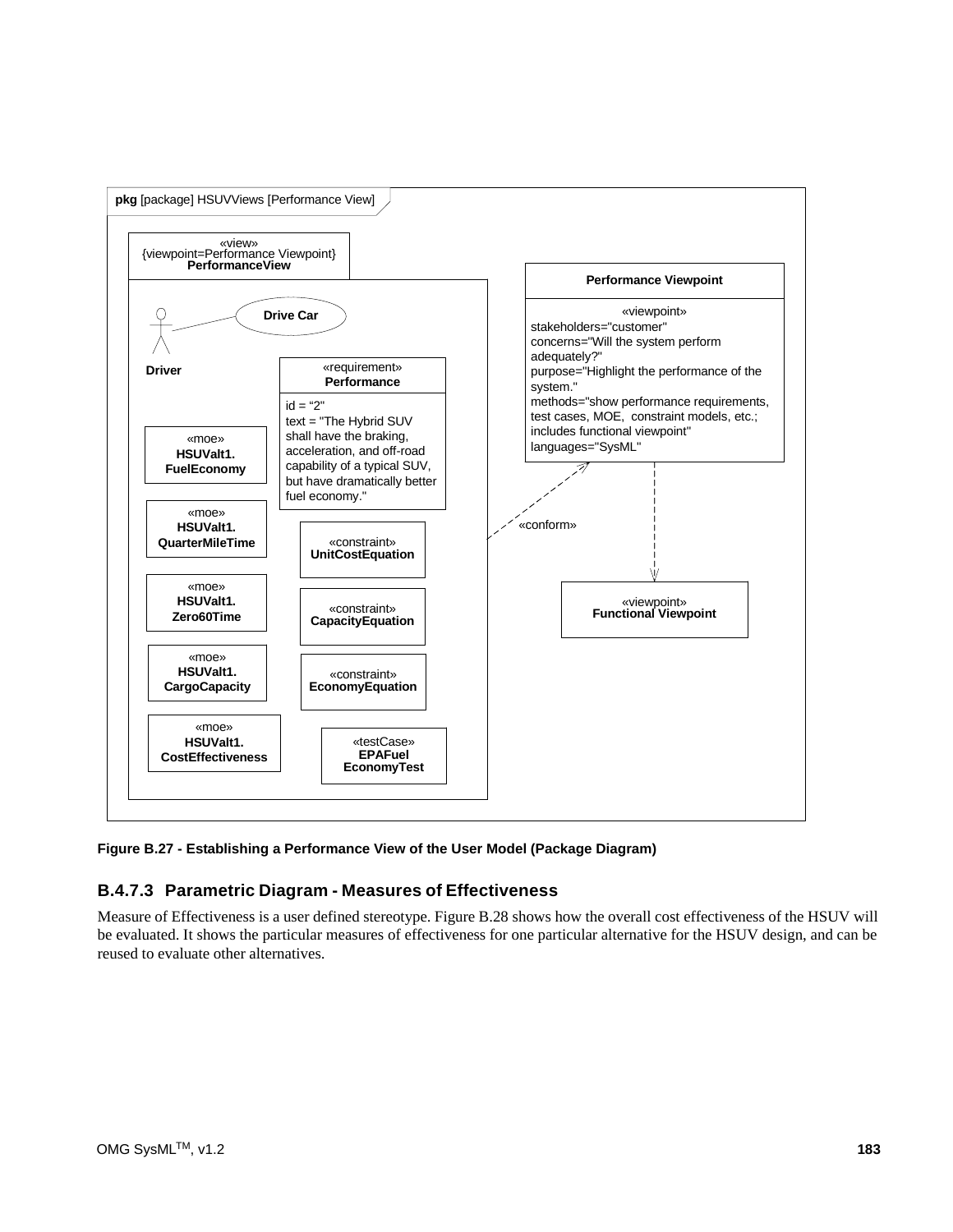pkg [package] HSUVViews [Performance View]

«view»
{viewpoint=Performance Viewpoint}
**PerformanceView**

Driver

Drive Car

«requirement»
**Performance**

id = "2"
text = "The Hybrid SUV shall have the braking, acceleration, and off-road capability of a typical SUV, but have dramatically better fuel economy."

«moe»
**HSUValt1. FuelEconomy**

«moe»
**HSUValt1. QuarterMileTime**

«moe»
**HSUValt1. Zero60Time**

«moe»
**HSUValt1. CargoCapacity**

«moe»
**HSUValt1. CostEffectiveness**

«constraint»
**UnitCostEquation**

«constraint»
**CapacityEquation**

«constraint»
**EconomyEquation**

«testCase»
**EPAFuel EconomyTest**

**Performance Viewpoint**

«viewpoint»
stakeholders="customer"
concerns="Will the system perform adequately?"
purpose="Highlight the performance of the system."
methods="show performance requirements, test cases, MOE, constraint models, etc.; includes functional viewpoint"
languages="SysML"

«conform»

«viewpoint»
**Functional Viewpoint**

**Figure B.27 - Establishing a Performance View of the User Model (Package Diagram)**

### B.4.7.3 Parametric Diagram - Measures of Effectiveness

Measure of Effectiveness is a user defined stereotype. Figure B.28 shows how the overall cost effectiveness of the HSUV will be evaluated. It shows the particular measures of effectiveness for one particular alternative for the HSUV design, and can be reused to evaluate other alternatives.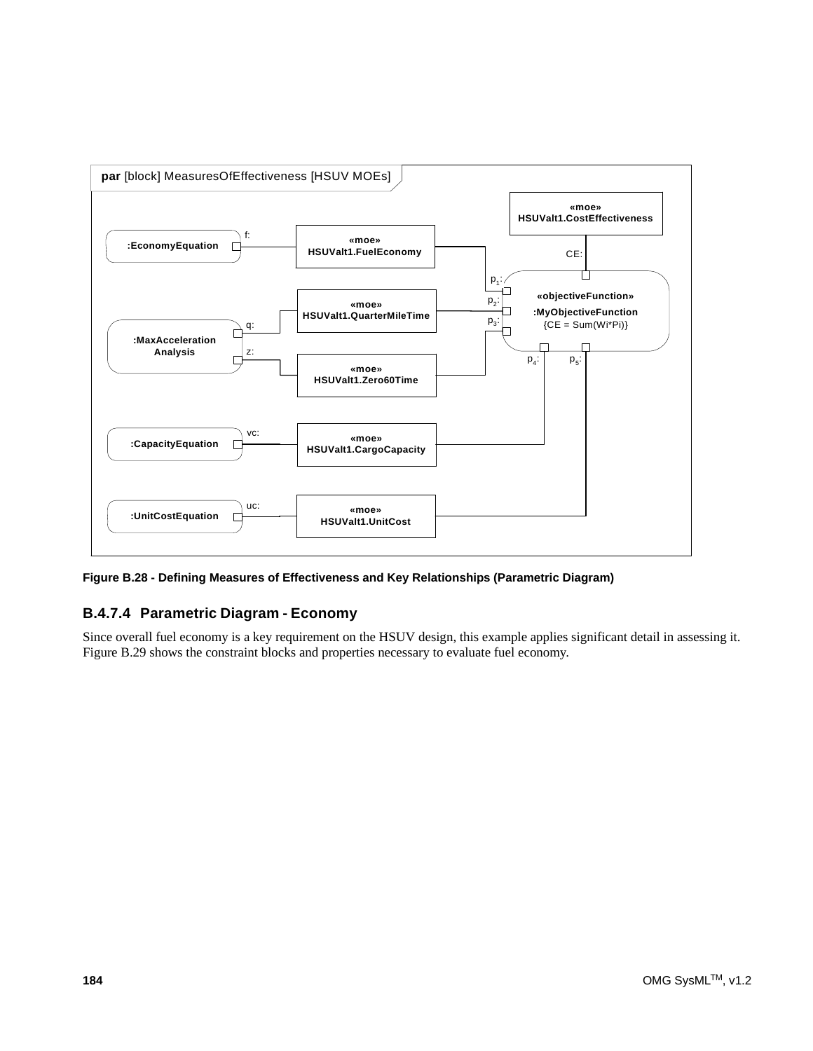**par** [block] MeasuresOfEffectiveness [HSUV MOEs]

«moe»
HSUValt1.CostEffectiveness

CE:

:EconomyEquation — f: — «moe» HSUValt1.FuelEconomy — $p_1$:

:MaxAcceleration Analysis — q: — «moe» HSUValt1.QuarterMileTime — $p_2$:

:MaxAcceleration Analysis — z: — «moe» HSUValt1.Zero60Time — $p_3$:

«objectiveFunction»
:MyObjectiveFunction
{CE = Sum(Wi*Pi)}

:CapacityEquation — vc: — «moe» HSUValt1.CargoCapacity — $p_4$:

:UnitCostEquation — uc: — «moe» HSUValt1.UnitCost — $p_5$:

**Figure B.28 - Defining Measures of Effectiveness and Key Relationships (Parametric Diagram)**

### B.4.7.4 Parametric Diagram - Economy

Since overall fuel economy is a key requirement on the HSUV design, this example applies significant detail in assessing it. Figure B.29 shows the constraint blocks and properties necessary to evaluate fuel economy.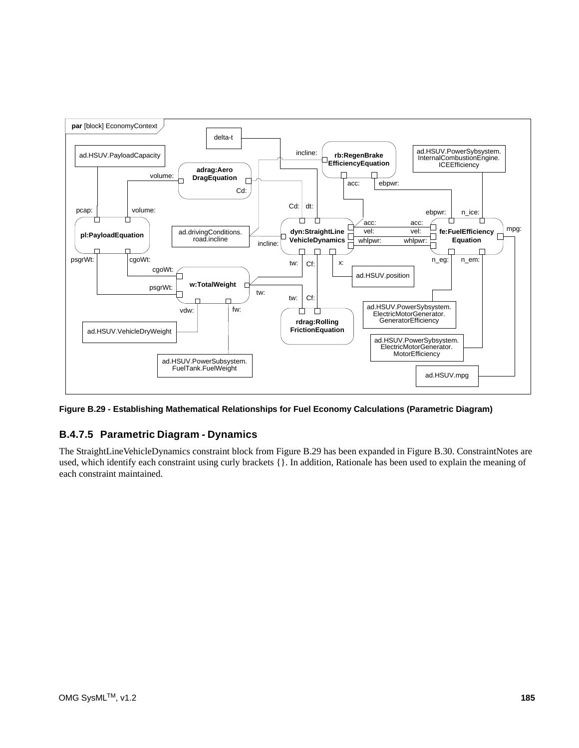**Figure B.29 - Establishing Mathematical Relationships for Fuel Economy Calculations (Parametric Diagram)**

### B.4.7.5 Parametric Diagram - Dynamics

The StraightLineVehicleDynamics constraint block from Figure B.29 has been expanded in Figure B.30. ConstraintNotes are used, which identify each constraint using curly brackets {}. In addition, Rationale has been used to explain the meaning of each constraint maintained.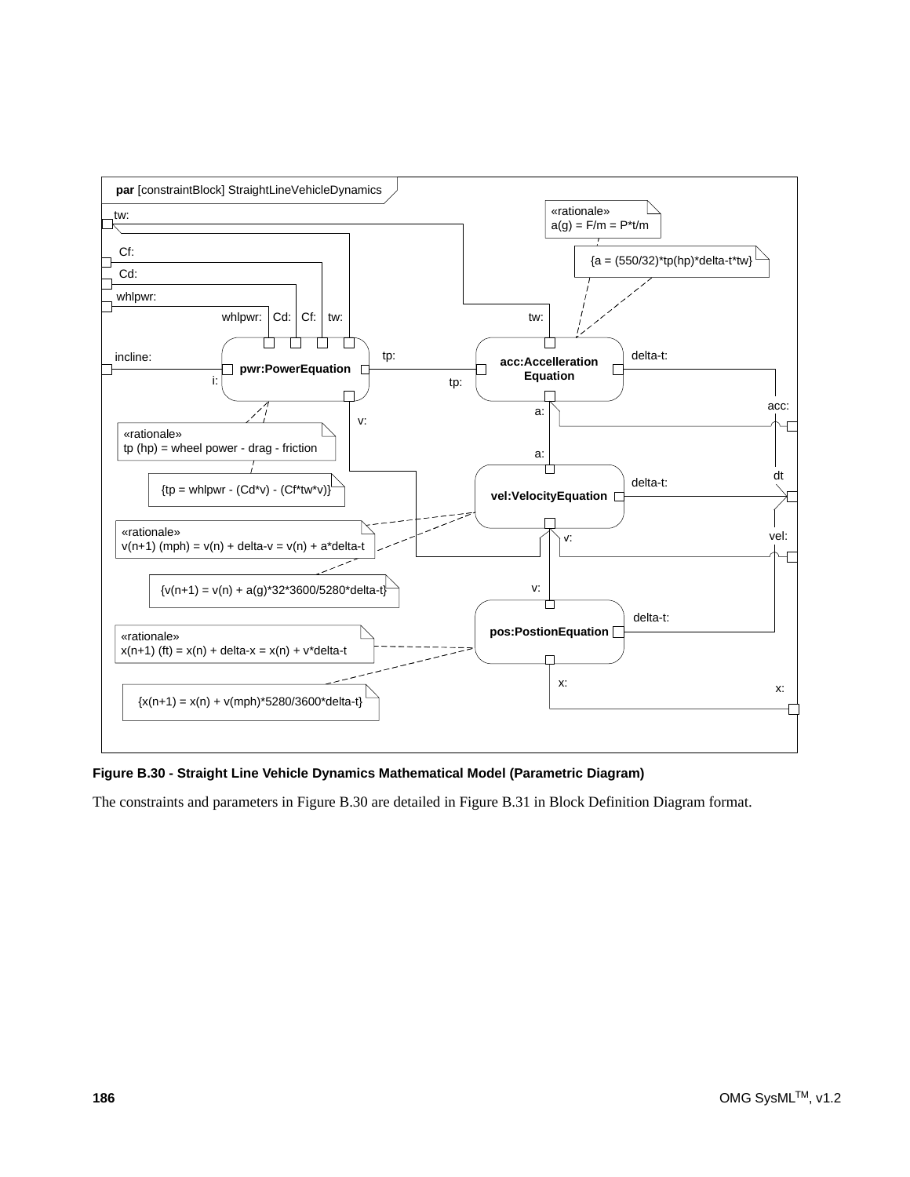**Figure B.30 - Straight Line Vehicle Dynamics Mathematical Model (Parametric Diagram)**

The constraints and parameters in Figure B.30 are detailed in Figure B.31 in Block Definition Diagram format.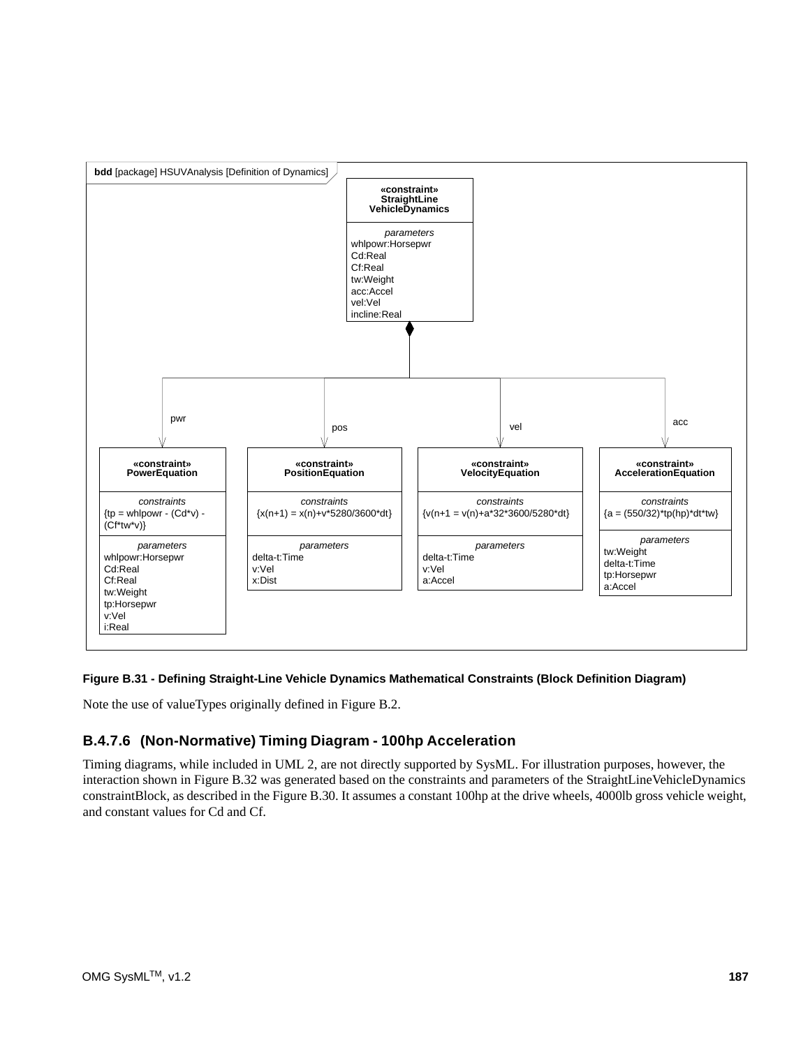**bdd [package] HSUVAnalysis [Definition of Dynamics]**

**«constraint» StraightLine VehicleDynamics**

*parameters*
whlpowr:Horsepwr
Cd:Real
Cf:Real
tw:Weight
acc:Accel
vel:Vel
incline:Real

Parts: pwr, pos, vel, acc

**«constraint» PowerEquation**

*constraints*
{tp = whlpowr - (Cd*v) - (Cf*tw*v)}

*parameters*
whlpowr:Horsepwr
Cd:Real
Cf:Real
tw:Weight
tp:Horsepwr
v:Vel
i:Real

**«constraint» PositionEquation**

*constraints*
{x(n+1) = x(n)+v*5280/3600*dt}

*parameters*
delta-t:Time
v:Vel
x:Dist

**«constraint» VelocityEquation**

*constraints*
{v(n+1 = v(n)+a*32*3600/5280*dt}

*parameters*
delta-t:Time
v:Vel
a:Accel

**«constraint» AccelerationEquation**

*constraints*
{a = (550/32)*tp(hp)*dt*tw}

*parameters*
tw:Weight
delta-t:Time
tp:Horsepwr
a:Accel

**Figure B.31 - Defining Straight-Line Vehicle Dynamics Mathematical Constraints (Block Definition Diagram)**

Note the use of valueTypes originally defined in Figure B.2.

### B.4.7.6 (Non-Normative) Timing Diagram - 100hp Acceleration

Timing diagrams, while included in UML 2, are not directly supported by SysML. For illustration purposes, however, the interaction shown in Figure B.32 was generated based on the constraints and parameters of the StraightLineVehicleDynamics constraintBlock, as described in the Figure B.30. It assumes a constant 100hp at the drive wheels, 4000lb gross vehicle weight, and constant values for Cd and Cf.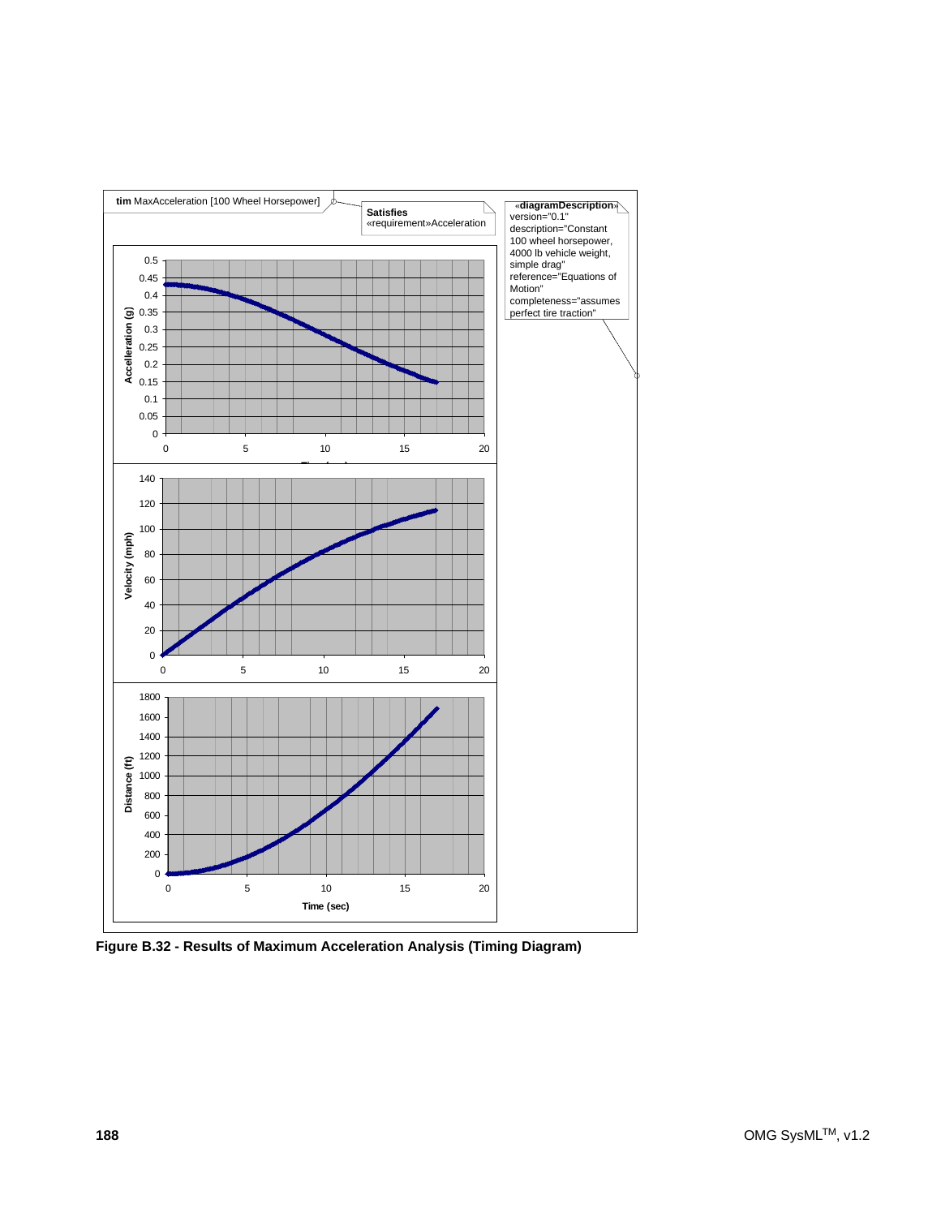**tim** MaxAcceleration [100 Wheel Horsepower]

**Satisfies**
«requirement»Acceleration

«**diagramDescription**»
version="0.1"
description="Constant 100 wheel horsepower, 4000 lb vehicle weight, simple drag"
reference="Equations of Motion"
completeness="assumes perfect tire traction"

**Figure B.32 - Results of Maximum Acceleration Analysis (Timing Diagram)**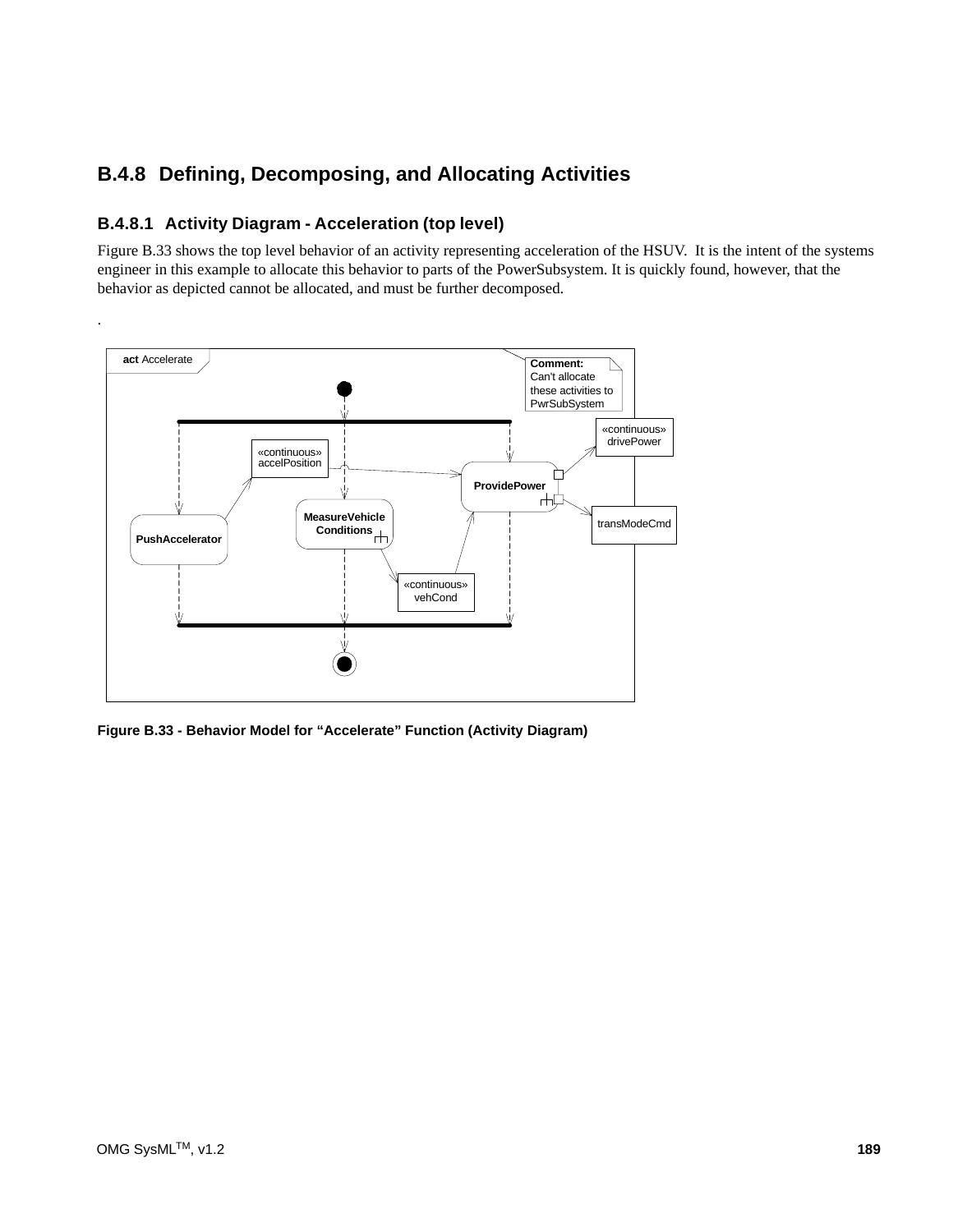## B.4.8 Defining, Decomposing, and Allocating Activities

### B.4.8.1 Activity Diagram - Acceleration (top level)

Figure B.33 shows the top level behavior of an activity representing acceleration of the HSUV. It is the intent of the systems engineer in this example to allocate this behavior to parts of the PowerSubsystem. It is quickly found, however, that the behavior as depicted cannot be allocated, and must be further decomposed.

.

**Figure B.33 - Behavior Model for “Accelerate” Function (Activity Diagram)**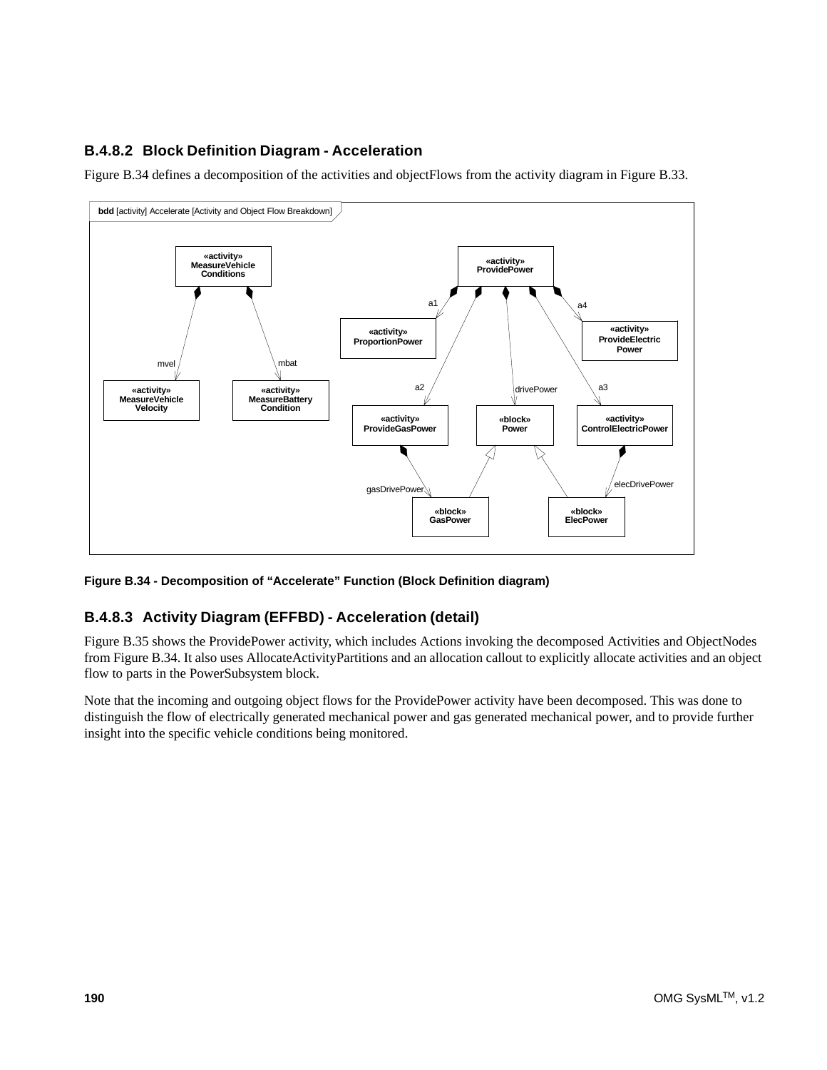### B.4.8.2 Block Definition Diagram - Acceleration

Figure B.34 defines a decomposition of the activities and objectFlows from the activity diagram in Figure B.33.

**Figure B.34 - Decomposition of “Accelerate” Function (Block Definition diagram)**

### B.4.8.3 Activity Diagram (EFFBD) - Acceleration (detail)

Figure B.35 shows the ProvidePower activity, which includes Actions invoking the decomposed Activities and ObjectNodes from Figure B.34. It also uses AllocateActivityPartitions and an allocation callout to explicitly allocate activities and an object flow to parts in the PowerSubsystem block.

Note that the incoming and outgoing object flows for the ProvidePower activity have been decomposed. This was done to distinguish the flow of electrically generated mechanical power and gas generated mechanical power, and to provide further insight into the specific vehicle conditions being monitored.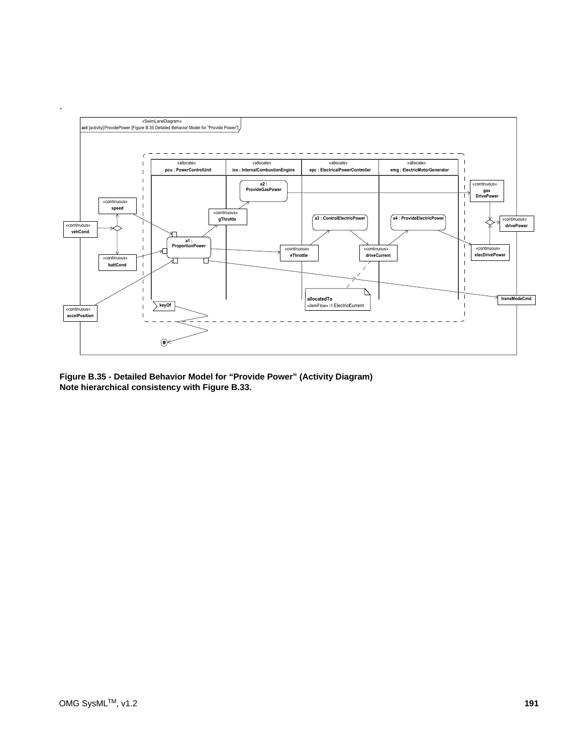Figure B.35 - Detailed Behavior Model for “Provide Power” (Activity Diagram)
Note hierarchical consistency with Figure B.33.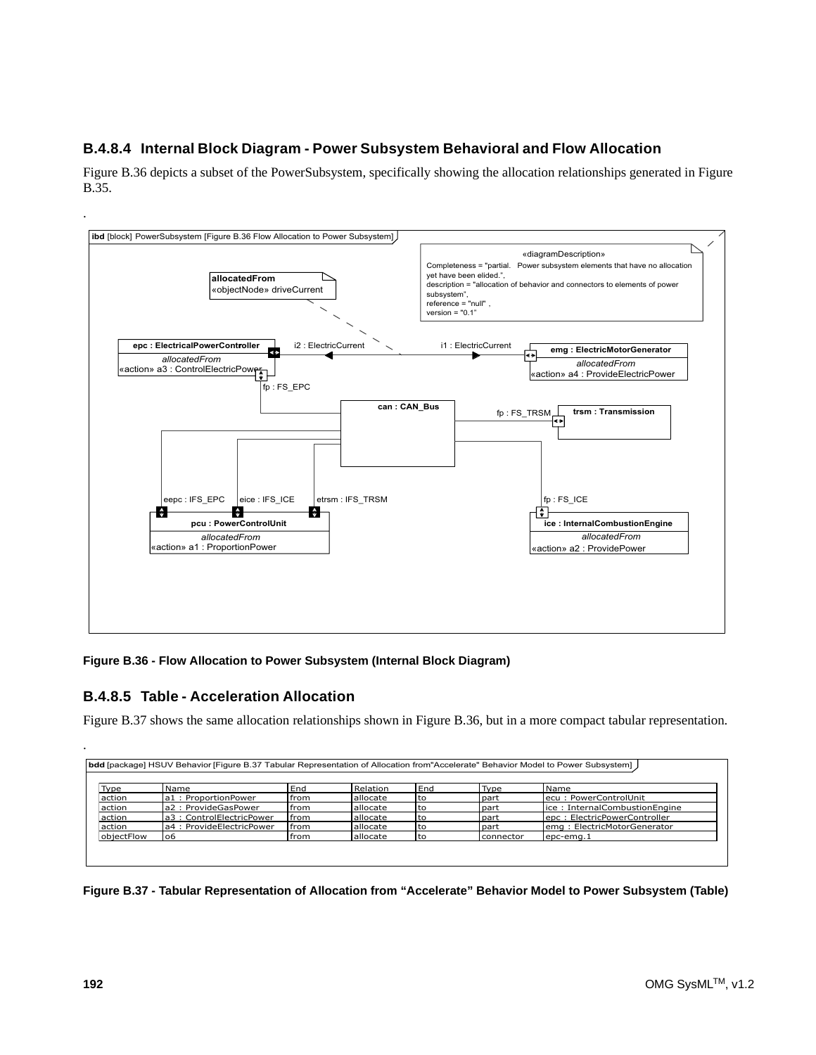### B.4.8.4 Internal Block Diagram - Power Subsystem Behavioral and Flow Allocation

Figure B.36 depicts a subset of the PowerSubsystem, specifically showing the allocation relationships generated in Figure B.35.

.

Figure B.36 - Flow Allocation to Power Subsystem (Internal Block Diagram)

### B.4.8.5 Table - Acceleration Allocation

Figure B.37 shows the same allocation relationships shown in Figure B.36, but in a more compact tabular representation.

.

bdd [package] HSUV Behavior [Figure B.37 Tabular Representation of Allocation from"Accelerate" Behavior Model to Power Subsystem]

| Type | Name | End | Relation | End | Type | Name |
|---|---|---|---|---|---|---|
| action | a1 : ProportionPower | from | allocate | to | part | ecu : PowerControlUnit |
| action | a2 : ProvideGasPower | from | allocate | to | part | ice : InternalCombustionEngine |
| action | a3 : ControlElectricPower | from | allocate | to | part | epc : ElectricPowerController |
| action | a4 : ProvideElectricPower | from | allocate | to | part | emg : ElectricMotorGenerator |
| objectFlow | o6 | from | allocate | to | connector | epc-emg.1 |

Figure B.37 - Tabular Representation of Allocation from “Accelerate” Behavior Model to Power Subsystem (Table)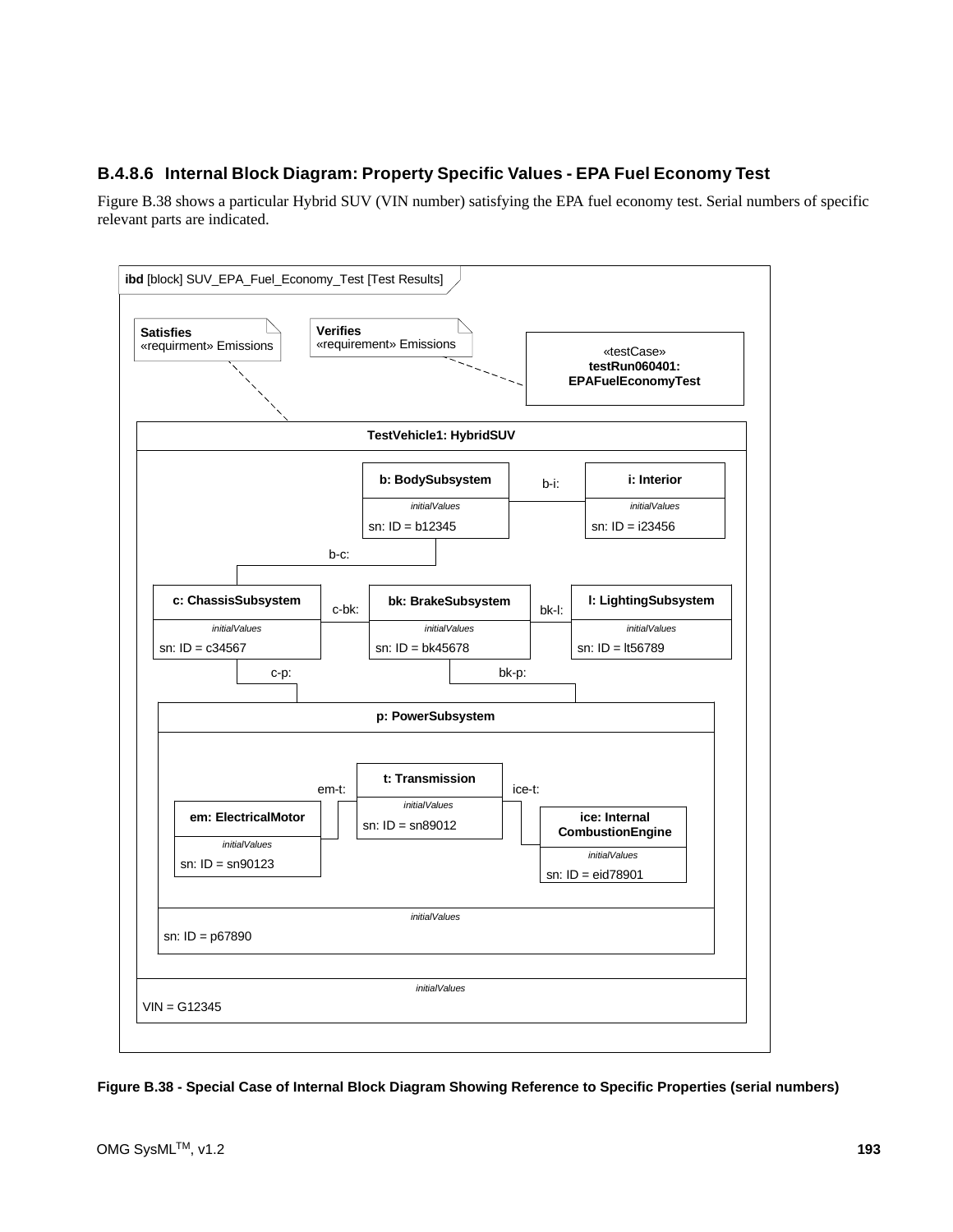### B.4.8.6 Internal Block Diagram: Property Specific Values - EPA Fuel Economy Test

Figure B.38 shows a particular Hybrid SUV (VIN number) satisfying the EPA fuel economy test. Serial numbers of specific relevant parts are indicated.

ibd [block] SUV_EPA_Fuel_Economy_Test [Test Results]

Satisfies
«requirment» Emissions

Verifies
«requirement» Emissions

«testCase»
testRun060401:
EPAFuelEconomyTest

TestVehicle1: HybridSUV

b: BodySubsystem
initialValues
sn: ID = b12345

b-i:

i: Interior
initialValues
sn: ID = i23456

b-c:

c: ChassisSubsystem
initialValues
sn: ID = c34567

c-bk:

bk: BrakeSubsystem
initialValues
sn: ID = bk45678

bk-l:

l: LightingSubsystem
initialValues
sn: ID = lt56789

c-p:

bk-p:

p: PowerSubsystem

em-t:

t: Transmission
initialValues
sn: ID = sn89012

ice-t:

em: ElectricalMotor
initialValues
sn: ID = sn90123

ice: Internal CombustionEngine
initialValues
sn: ID = eid78901

initialValues
sn: ID = p67890

initialValues
VIN = G12345

**Figure B.38 - Special Case of Internal Block Diagram Showing Reference to Specific Properties (serial numbers)**